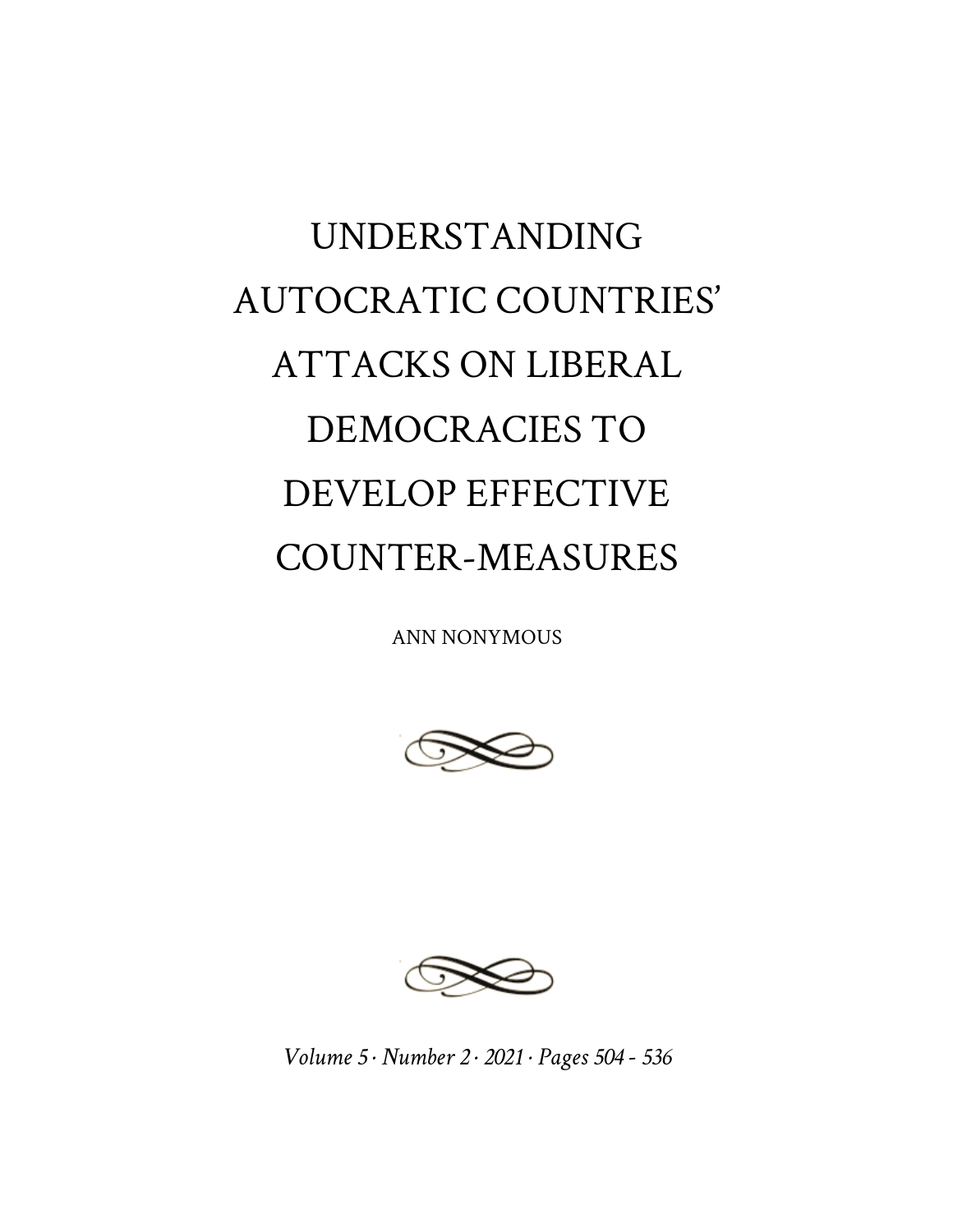# UNDERSTANDING AUTOCRATIC COUNTRIES' ATTACKS ON LIBERAL DEMOCRACIES TO DEVELOP EFFECTIVE COUNTER-MEASURES

ANN NONYMOUS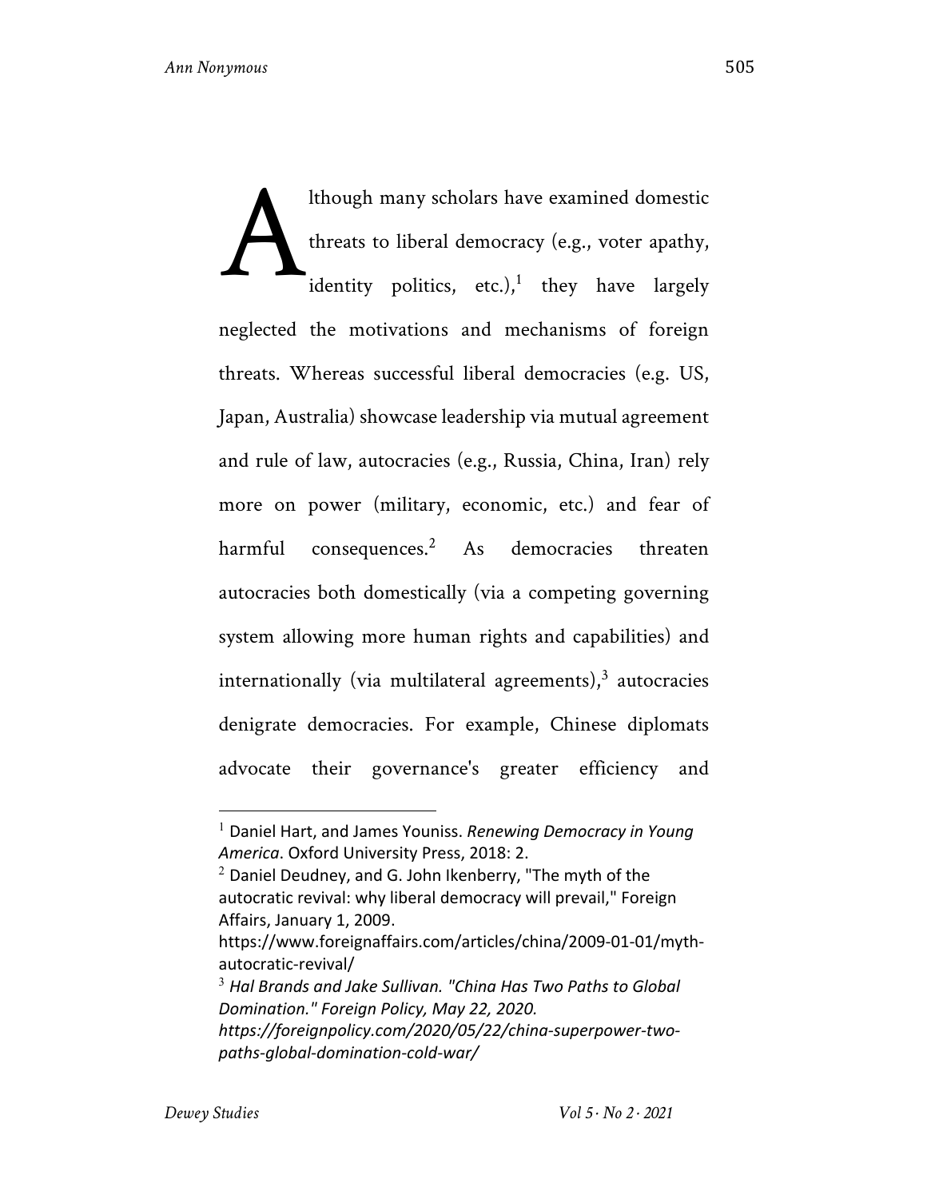Although many scholars have examined domestic threats to liberal democracy (e.g., voter apathy, identity politics, etc.),[1] they have largely neglected the motivations and mechanisms of foreign threats. Whereas successful liberal democracies (e.g. US, Japan, Australia) showcase leadership via mutual agreement and rule of law, autocracies (e.g., Russia, China, Iran) rely more on power (military, economic, etc.) and fear of harmful consequences.[2] As democracies threaten autocracies both domestically (via a competing governing system allowing more human rights and capabilities) and internationally (via multilateral agreements),[3] autocracies denigrate democracies. For example, Chinese diplomats advocate their governance's greater efficiency and

---

[1] Daniel Hart, and James Youniss. *Renewing Democracy in Young America*. Oxford University Press, 2018: 2.

[2] Daniel Deudney, and G. John Ikenberry, "The myth of the autocratic revival: why liberal democracy will prevail," Foreign Affairs, January 1, 2009. https://www.foreignaffairs.com/articles/china/2009-01-01/myth-autocratic-revival/

[3] *Hal Brands and Jake Sullivan. "China Has Two Paths to Global Domination." Foreign Policy, May 22, 2020. https://foreignpolicy.com/2020/05/22/china-superpower-two-paths-global-domination-cold-war/*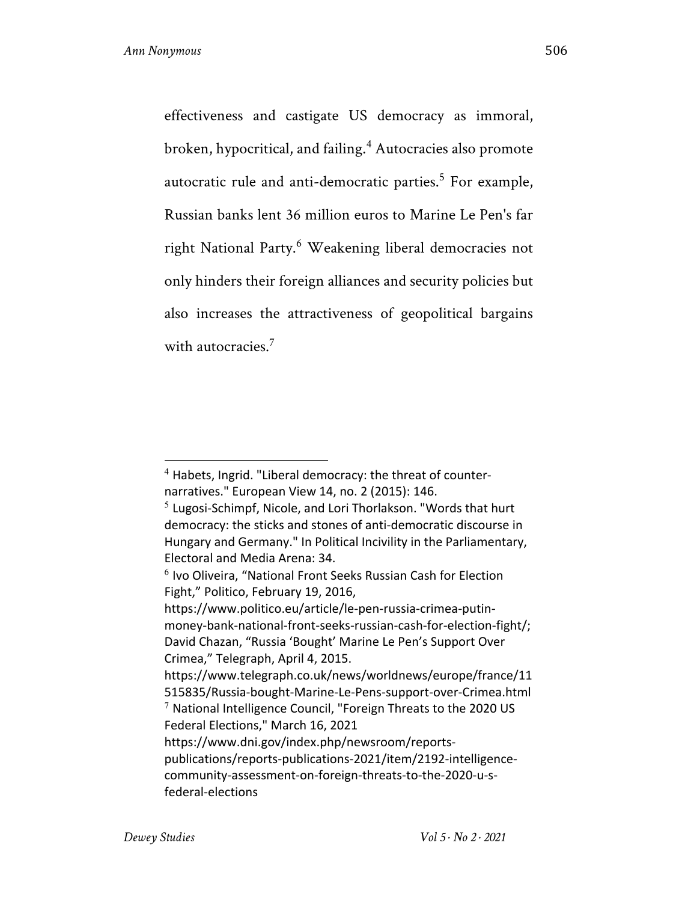effectiveness and castigate US democracy as immoral, broken, hypocritical, and failing.[4] Autocracies also promote autocratic rule and anti-democratic parties.[5] For example, Russian banks lent 36 million euros to Marine Le Pen's far right National Party.[6] Weakening liberal democracies not only hinders their foreign alliances and security policies but also increases the attractiveness of geopolitical bargains with autocracies.[7]

---

[4] Habets, Ingrid. "Liberal democracy: the threat of counter-narratives." European View 14, no. 2 (2015): 146.

[5] Lugosi-Schimpf, Nicole, and Lori Thorlakson. "Words that hurt democracy: the sticks and stones of anti-democratic discourse in Hungary and Germany." In Political Incivility in the Parliamentary, Electoral and Media Arena: 34.

[6] Ivo Oliveira, "National Front Seeks Russian Cash for Election Fight," Politico, February 19, 2016, https://www.politico.eu/article/le-pen-russia-crimea-putin-money-bank-national-front-seeks-russian-cash-for-election-fight/; David Chazan, "Russia 'Bought' Marine Le Pen's Support Over Crimea," Telegraph, April 4, 2015. https://www.telegraph.co.uk/news/worldnews/europe/france/11515835/Russia-bought-Marine-Le-Pens-support-over-Crimea.html

[7] National Intelligence Council, "Foreign Threats to the 2020 US Federal Elections," March 16, 2021 https://www.dni.gov/index.php/newsroom/reports-publications/reports-publications-2021/item/2192-intelligence-community-assessment-on-foreign-threats-to-the-2020-u-s-federal-elections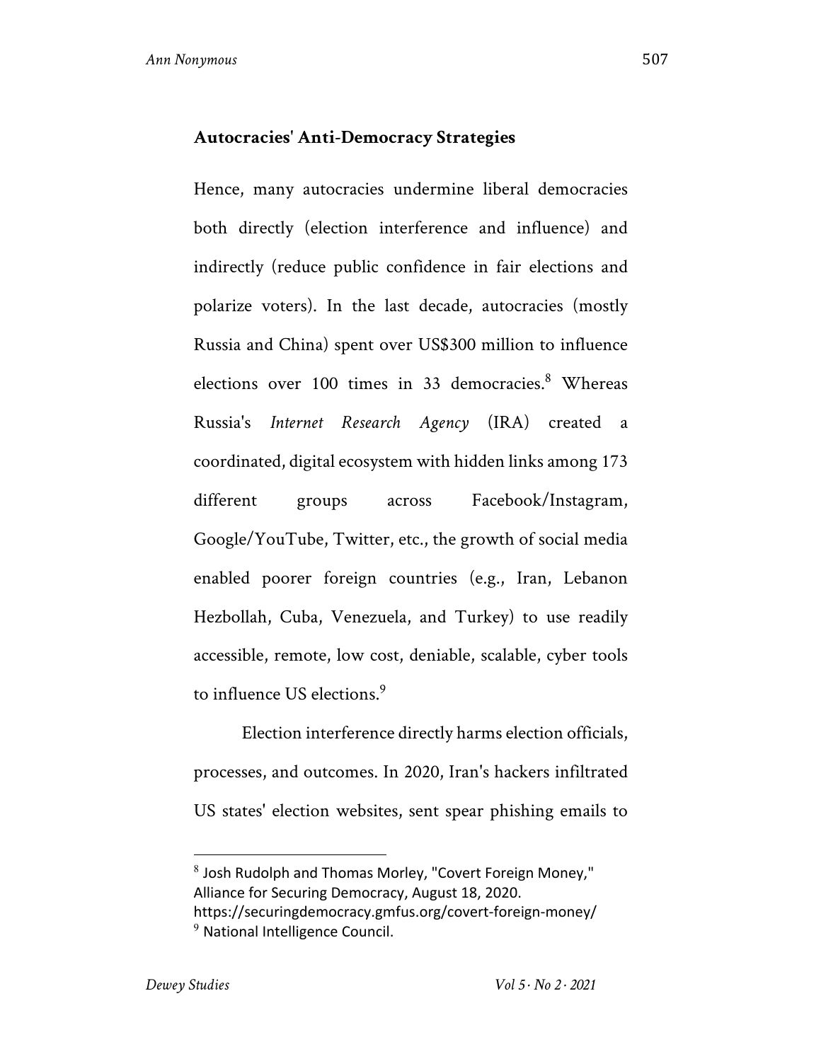### Autocracies' Anti-Democracy Strategies

Hence, many autocracies undermine liberal democracies both directly (election interference and influence) and indirectly (reduce public confidence in fair elections and polarize voters). In the last decade, autocracies (mostly Russia and China) spent over US$300 million to influence elections over 100 times in 33 democracies.[8] Whereas Russia's *Internet Research Agency* (IRA) created a coordinated, digital ecosystem with hidden links among 173 different groups across Facebook/Instagram, Google/YouTube, Twitter, etc., the growth of social media enabled poorer foreign countries (e.g., Iran, Lebanon Hezbollah, Cuba, Venezuela, and Turkey) to use readily accessible, remote, low cost, deniable, scalable, cyber tools to influence US elections.[9]

Election interference directly harms election officials, processes, and outcomes. In 2020, Iran's hackers infiltrated US states' election websites, sent spear phishing emails to

---

[8] Josh Rudolph and Thomas Morley, "Covert Foreign Money," Alliance for Securing Democracy, August 18, 2020. https://securingdemocracy.gmfus.org/covert-foreign-money/

[9] National Intelligence Council.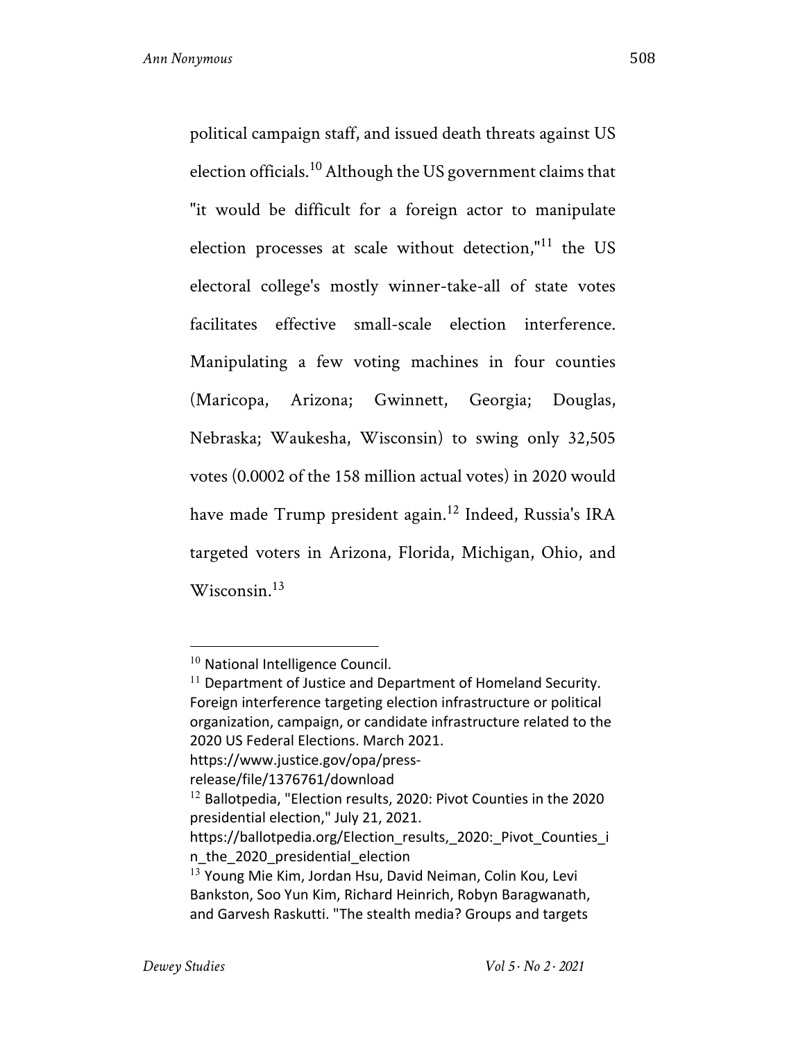political campaign staff, and issued death threats against US election officials.[10] Although the US government claims that "it would be difficult for a foreign actor to manipulate election processes at scale without detection,"[11] the US electoral college's mostly winner-take-all of state votes facilitates effective small-scale election interference. Manipulating a few voting machines in four counties (Maricopa, Arizona; Gwinnett, Georgia; Douglas, Nebraska; Waukesha, Wisconsin) to swing only 32,505 votes (0.0002 of the 158 million actual votes) in 2020 would have made Trump president again.[12] Indeed, Russia's IRA targeted voters in Arizona, Florida, Michigan, Ohio, and Wisconsin.[13]

---

[10] National Intelligence Council.

[11] Department of Justice and Department of Homeland Security. Foreign interference targeting election infrastructure or political organization, campaign, or candidate infrastructure related to the 2020 US Federal Elections. March 2021. https://www.justice.gov/opa/press-release/file/1376761/download

[12] Ballotpedia, "Election results, 2020: Pivot Counties in the 2020 presidential election," July 21, 2021. https://ballotpedia.org/Election_results,_2020:_Pivot_Counties_in_the_2020_presidential_election

[13] Young Mie Kim, Jordan Hsu, David Neiman, Colin Kou, Levi Bankston, Soo Yun Kim, Richard Heinrich, Robyn Baragwanath, and Garvesh Raskutti. "The stealth media? Groups and targets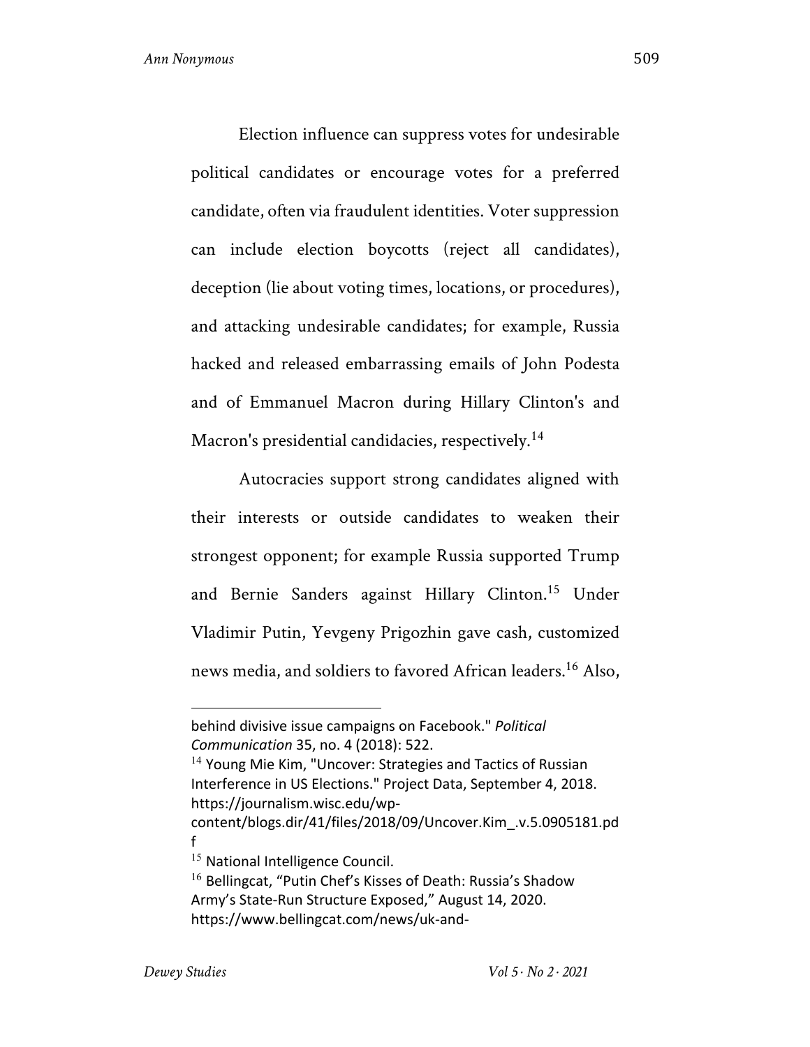Election influence can suppress votes for undesirable political candidates or encourage votes for a preferred candidate, often via fraudulent identities. Voter suppression can include election boycotts (reject all candidates), deception (lie about voting times, locations, or procedures), and attacking undesirable candidates; for example, Russia hacked and released embarrassing emails of John Podesta and of Emmanuel Macron during Hillary Clinton's and Macron's presidential candidacies, respectively.[14]

Autocracies support strong candidates aligned with their interests or outside candidates to weaken their strongest opponent; for example Russia supported Trump and Bernie Sanders against Hillary Clinton.[15] Under Vladimir Putin, Yevgeny Prigozhin gave cash, customized news media, and soldiers to favored African leaders.[16] Also,

---

behind divisive issue campaigns on Facebook." *Political Communication* 35, no. 4 (2018): 522.

[14] Young Mie Kim, "Uncover: Strategies and Tactics of Russian Interference in US Elections." Project Data, September 4, 2018. https://journalism.wisc.edu/wp-content/blogs.dir/41/files/2018/09/Uncover.Kim_.v.5.0905181.pdf

[15] National Intelligence Council.

[16] Bellingcat, "Putin Chef's Kisses of Death: Russia's Shadow Army's State-Run Structure Exposed," August 14, 2020. https://www.bellingcat.com/news/uk-and-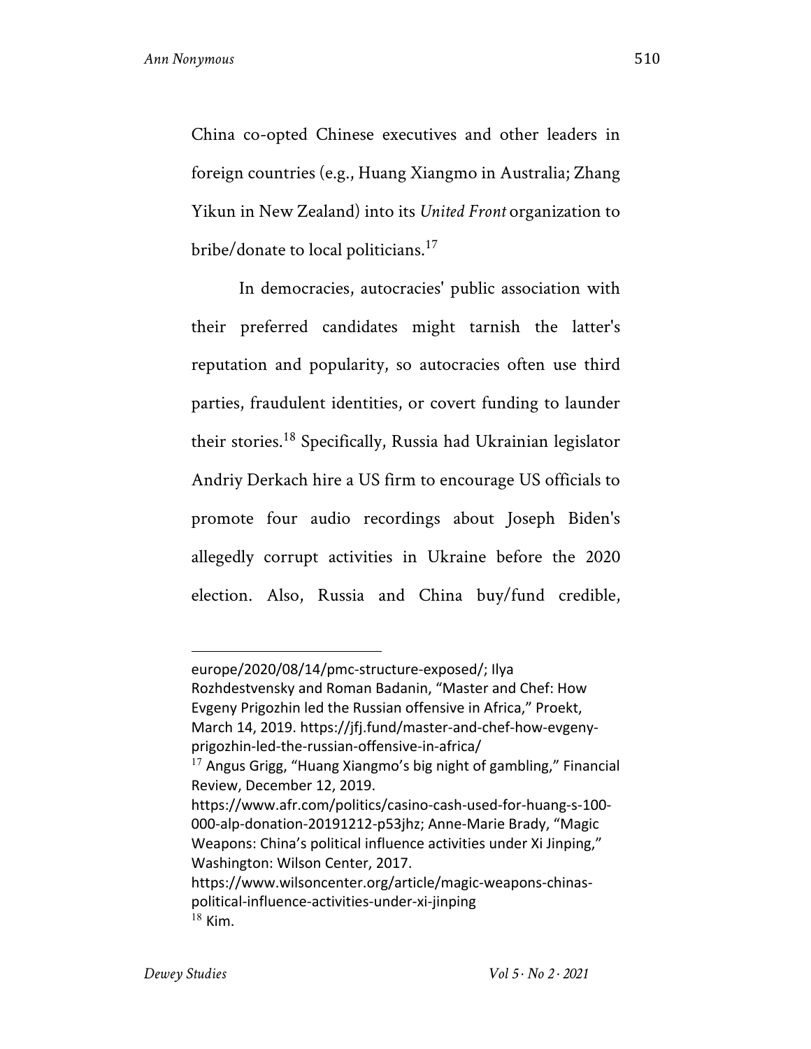China co-opted Chinese executives and other leaders in foreign countries (e.g., Huang Xiangmo in Australia; Zhang Yikun in New Zealand) into its *United Front* organization to bribe/donate to local politicians.[17]

In democracies, autocracies' public association with their preferred candidates might tarnish the latter's reputation and popularity, so autocracies often use third parties, fraudulent identities, or covert funding to launder their stories.[18] Specifically, Russia had Ukrainian legislator Andriy Derkach hire a US firm to encourage US officials to promote four audio recordings about Joseph Biden's allegedly corrupt activities in Ukraine before the 2020 election. Also, Russia and China buy/fund credible,

---

europe/2020/08/14/pmc-structure-exposed/; Ilya Rozhdestvensky and Roman Badanin, "Master and Chef: How Evgeny Prigozhin led the Russian offensive in Africa," Proekt, March 14, 2019. https://jfj.fund/master-and-chef-how-evgeny-prigozhin-led-the-russian-offensive-in-africa/

[17] Angus Grigg, "Huang Xiangmo's big night of gambling," Financial Review, December 12, 2019. https://www.afr.com/politics/casino-cash-used-for-huang-s-100-000-alp-donation-20191212-p53jhz; Anne-Marie Brady, "Magic Weapons: China's political influence activities under Xi Jinping," Washington: Wilson Center, 2017. https://www.wilsoncenter.org/article/magic-weapons-chinas-political-influence-activities-under-xi-jinping

[18] Kim.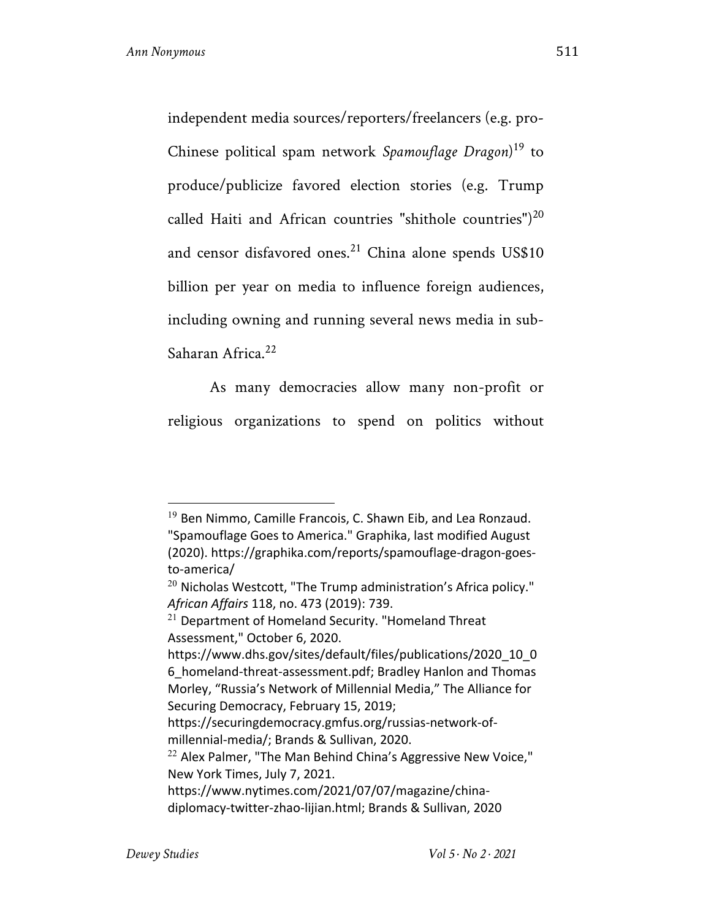independent media sources/reporters/freelancers (e.g. pro-Chinese political spam network *Spamouflage Dragon*)[19] to produce/publicize favored election stories (e.g. Trump called Haiti and African countries "shithole countries")[20] and censor disfavored ones.[21] China alone spends US$10 billion per year on media to influence foreign audiences, including owning and running several news media in sub-Saharan Africa.[22]

As many democracies allow many non-profit or religious organizations to spend on politics without

---

[19] Ben Nimmo, Camille Francois, C. Shawn Eib, and Lea Ronzaud. "Spamouflage Goes to America." Graphika, last modified August (2020). https://graphika.com/reports/spamouflage-dragon-goes-to-america/

[20] Nicholas Westcott, "The Trump administration's Africa policy." *African Affairs* 118, no. 473 (2019): 739.

[21] Department of Homeland Security. "Homeland Threat Assessment," October 6, 2020. https://www.dhs.gov/sites/default/files/publications/2020_10_06_homeland-threat-assessment.pdf; Bradley Hanlon and Thomas Morley, "Russia's Network of Millennial Media," The Alliance for Securing Democracy, February 15, 2019; https://securingdemocracy.gmfus.org/russias-network-of-millennial-media/; Brands & Sullivan, 2020.

[22] Alex Palmer, "The Man Behind China's Aggressive New Voice," New York Times, July 7, 2021. https://www.nytimes.com/2021/07/07/magazine/china-diplomacy-twitter-zhao-lijian.html; Brands & Sullivan, 2020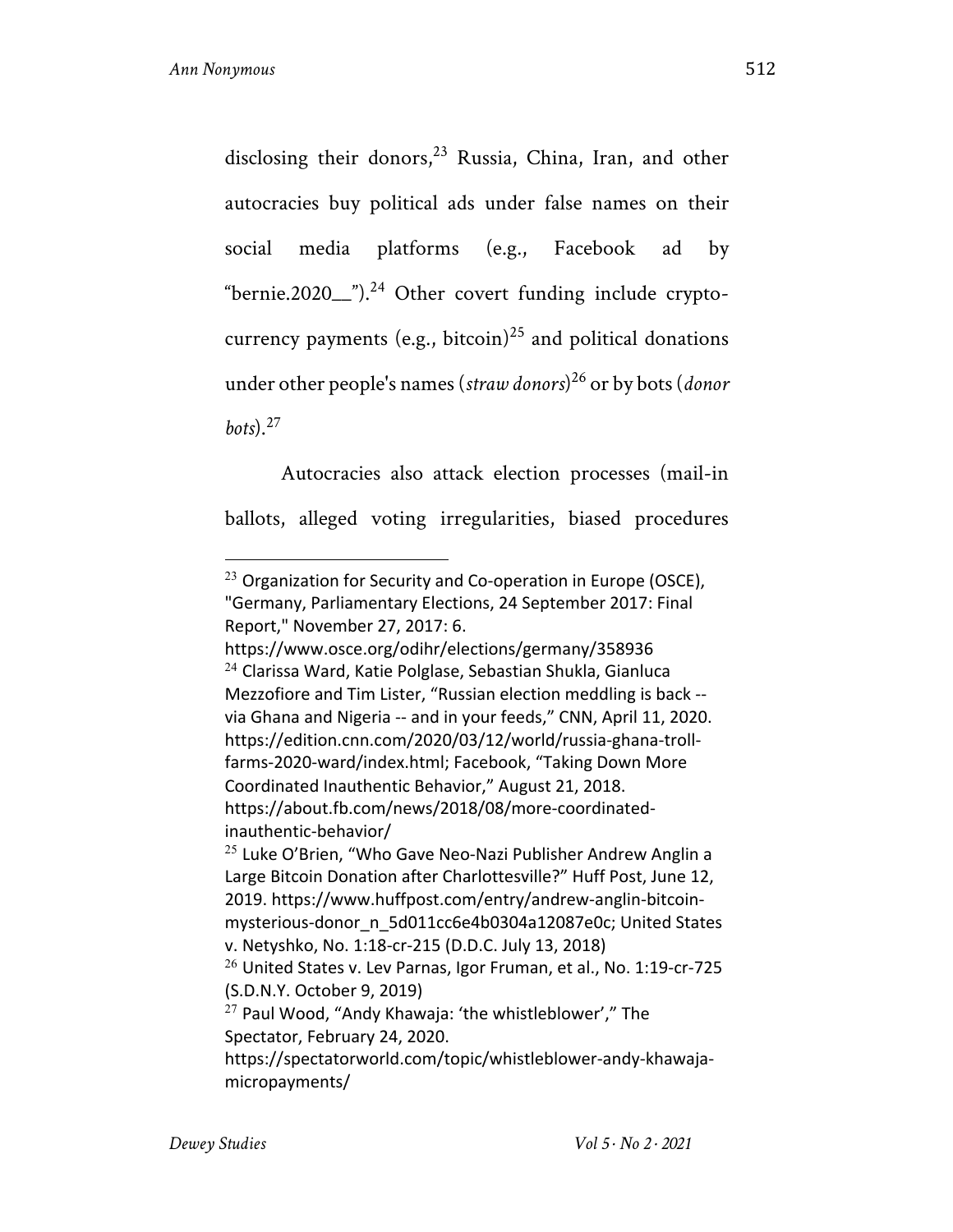disclosing their donors,[23] Russia, China, Iran, and other autocracies buy political ads under false names on their social media platforms (e.g., Facebook ad by "bernie.2020__").[24] Other covert funding include crypto-currency payments (e.g., bitcoin)[25] and political donations under other people's names (*straw donors*)[26] or by bots (*donor bots*).[27]

Autocracies also attack election processes (mail-in ballots, alleged voting irregularities, biased procedures

---

[23] Organization for Security and Co-operation in Europe (OSCE), "Germany, Parliamentary Elections, 24 September 2017: Final Report," November 27, 2017: 6. https://www.osce.org/odihr/elections/germany/358936

[24] Clarissa Ward, Katie Polglase, Sebastian Shukla, Gianluca Mezzofiore and Tim Lister, "Russian election meddling is back -- via Ghana and Nigeria -- and in your feeds," CNN, April 11, 2020. https://edition.cnn.com/2020/03/12/world/russia-ghana-troll-farms-2020-ward/index.html; Facebook, "Taking Down More Coordinated Inauthentic Behavior," August 21, 2018. https://about.fb.com/news/2018/08/more-coordinated-inauthentic-behavior/

[25] Luke O'Brien, "Who Gave Neo-Nazi Publisher Andrew Anglin a Large Bitcoin Donation after Charlottesville?" Huff Post, June 12, 2019. https://www.huffpost.com/entry/andrew-anglin-bitcoin-mysterious-donor_n_5d011cc6e4b0304a12087e0c; United States v. Netyshko, No. 1:18-cr-215 (D.D.C. July 13, 2018)

[26] United States v. Lev Parnas, Igor Fruman, et al., No. 1:19-cr-725 (S.D.N.Y. October 9, 2019)

[27] Paul Wood, "Andy Khawaja: 'the whistleblower'," The Spectator, February 24, 2020. https://spectatorworld.com/topic/whistleblower-andy-khawaja-micropayments/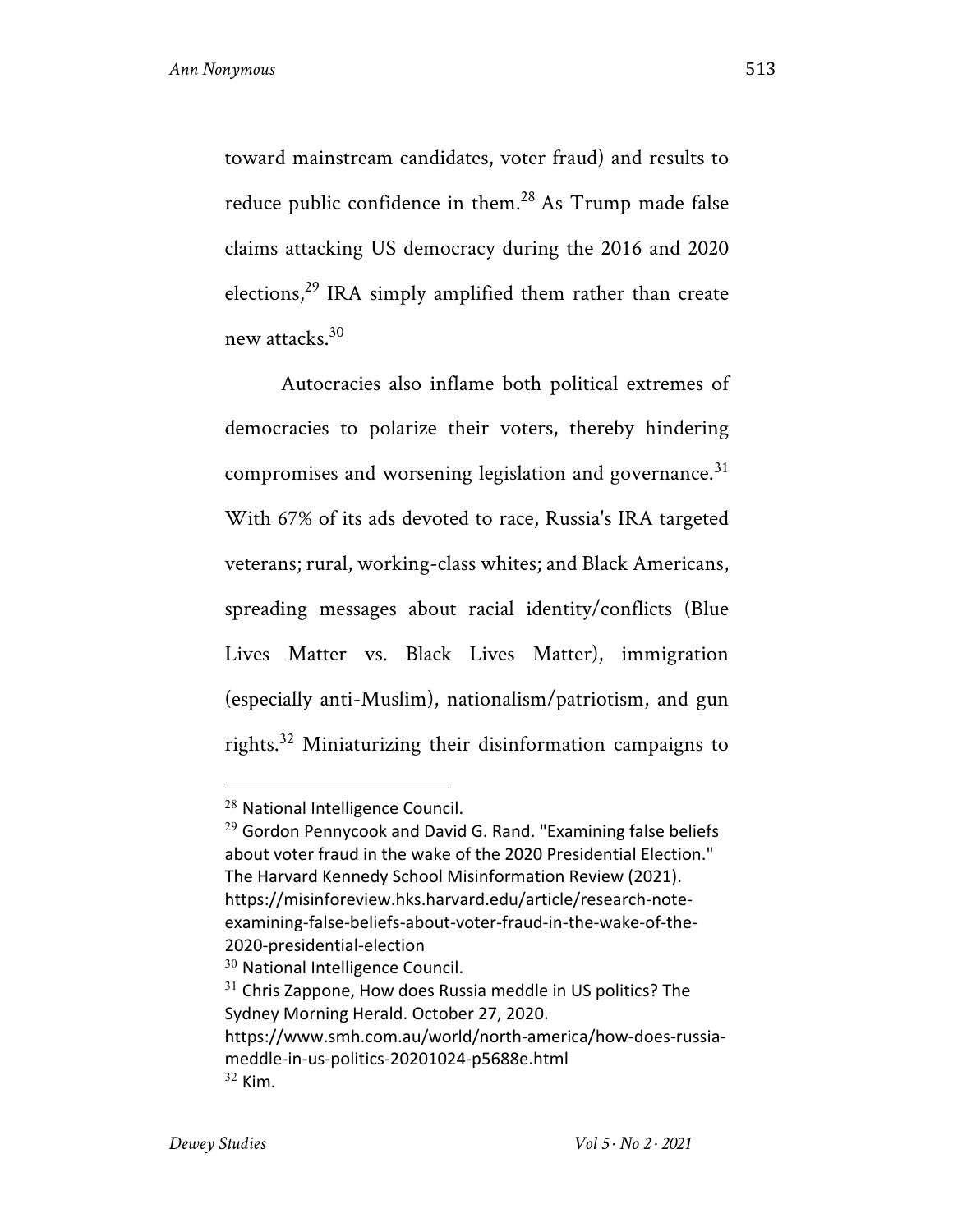toward mainstream candidates, voter fraud) and results to reduce public confidence in them.[28] As Trump made false claims attacking US democracy during the 2016 and 2020 elections,[29] IRA simply amplified them rather than create new attacks.[30]

Autocracies also inflame both political extremes of democracies to polarize their voters, thereby hindering compromises and worsening legislation and governance.[31] With 67% of its ads devoted to race, Russia's IRA targeted veterans; rural, working-class whites; and Black Americans, spreading messages about racial identity/conflicts (Blue Lives Matter vs. Black Lives Matter), immigration (especially anti-Muslim), nationalism/patriotism, and gun rights.[32] Miniaturizing their disinformation campaigns to

---

[28] National Intelligence Council.

[29] Gordon Pennycook and David G. Rand. "Examining false beliefs about voter fraud in the wake of the 2020 Presidential Election." The Harvard Kennedy School Misinformation Review (2021). https://misinforeview.hks.harvard.edu/article/research-note-examining-false-beliefs-about-voter-fraud-in-the-wake-of-the-2020-presidential-election

[30] National Intelligence Council.

[31] Chris Zappone, How does Russia meddle in US politics? The Sydney Morning Herald. October 27, 2020. https://www.smh.com.au/world/north-america/how-does-russia-meddle-in-us-politics-20201024-p5688e.html

[32] Kim.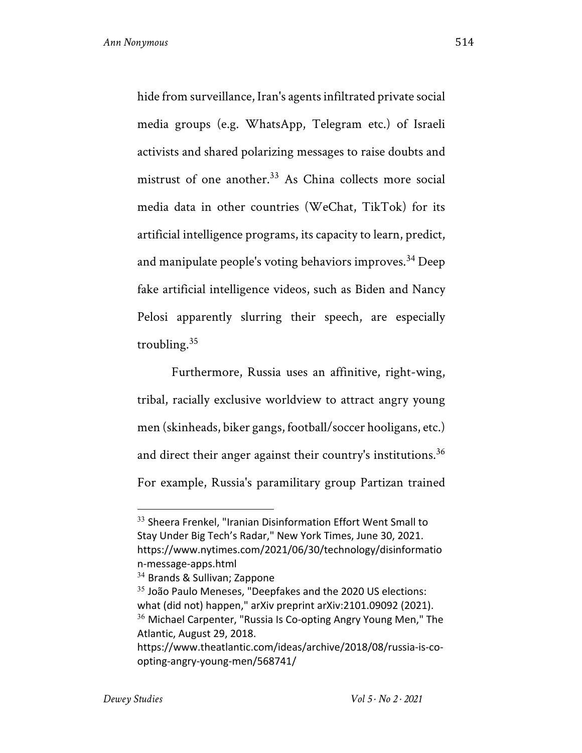hide from surveillance, Iran's agents infiltrated private social media groups (e.g. WhatsApp, Telegram etc.) of Israeli activists and shared polarizing messages to raise doubts and mistrust of one another.[33] As China collects more social media data in other countries (WeChat, TikTok) for its artificial intelligence programs, its capacity to learn, predict, and manipulate people's voting behaviors improves.[34] Deep fake artificial intelligence videos, such as Biden and Nancy Pelosi apparently slurring their speech, are especially troubling.[35]

Furthermore, Russia uses an affinitive, right-wing, tribal, racially exclusive worldview to attract angry young men (skinheads, biker gangs, football/soccer hooligans, etc.) and direct their anger against their country's institutions.[36] For example, Russia's paramilitary group Partizan trained

---

[33] Sheera Frenkel, "Iranian Disinformation Effort Went Small to Stay Under Big Tech's Radar," New York Times, June 30, 2021. https://www.nytimes.com/2021/06/30/technology/disinformation-message-apps.html

[34] Brands & Sullivan; Zappone

[35] João Paulo Meneses, "Deepfakes and the 2020 US elections: what (did not) happen," arXiv preprint arXiv:2101.09092 (2021).

[36] Michael Carpenter, "Russia Is Co-opting Angry Young Men," The Atlantic, August 29, 2018. https://www.theatlantic.com/ideas/archive/2018/08/russia-is-co-opting-angry-young-men/568741/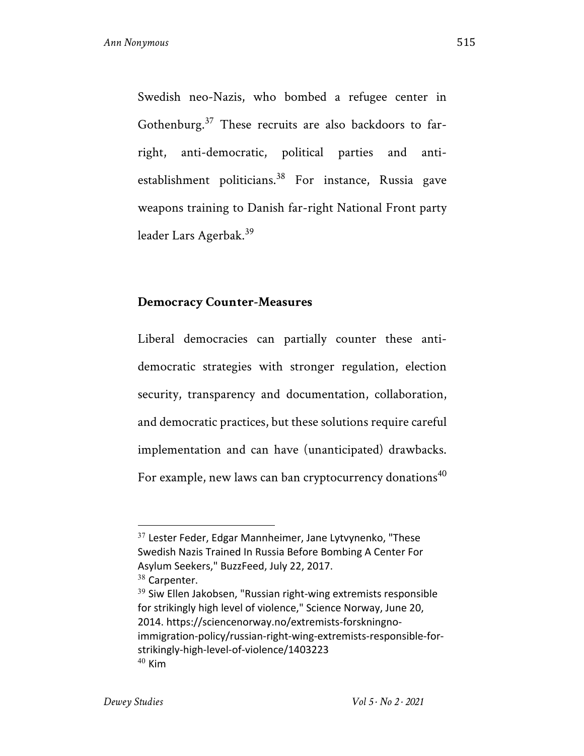Swedish neo-Nazis, who bombed a refugee center in Gothenburg.[37] These recruits are also backdoors to far-right, anti-democratic, political parties and anti-establishment politicians.[38] For instance, Russia gave weapons training to Danish far-right National Front party leader Lars Agerbak.[39]

## Democracy Counter-Measures

Liberal democracies can partially counter these anti-democratic strategies with stronger regulation, election security, transparency and documentation, collaboration, and democratic practices, but these solutions require careful implementation and can have (unanticipated) drawbacks. For example, new laws can ban cryptocurrency donations[40]

---

[37] Lester Feder, Edgar Mannheimer, Jane Lytvynenko, "These Swedish Nazis Trained In Russia Before Bombing A Center For Asylum Seekers," BuzzFeed, July 22, 2017.

[38] Carpenter.

[39] Siw Ellen Jakobsen, "Russian right-wing extremists responsible for strikingly high level of violence," Science Norway, June 20, 2014. https://sciencenorway.no/extremists-forskningno-immigration-policy/russian-right-wing-extremists-responsible-for-strikingly-high-level-of-violence/1403223

[40] Kim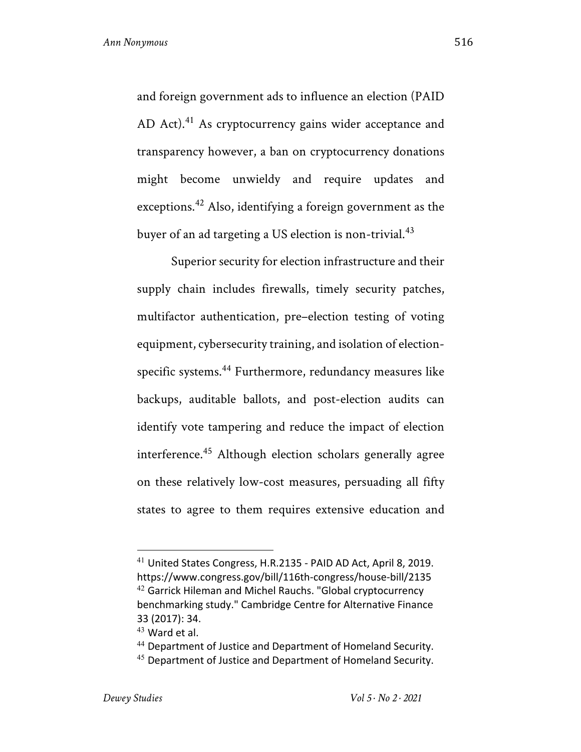and foreign government ads to influence an election (PAID AD Act).[41] As cryptocurrency gains wider acceptance and transparency however, a ban on cryptocurrency donations might become unwieldy and require updates and exceptions.[42] Also, identifying a foreign government as the buyer of an ad targeting a US election is non-trivial.[43]

Superior security for election infrastructure and their supply chain includes firewalls, timely security patches, multifactor authentication, pre–election testing of voting equipment, cybersecurity training, and isolation of election-specific systems.[44] Furthermore, redundancy measures like backups, auditable ballots, and post-election audits can identify vote tampering and reduce the impact of election interference.[45] Although election scholars generally agree on these relatively low-cost measures, persuading all fifty states to agree to them requires extensive education and

---

[41] United States Congress, H.R.2135 - PAID AD Act, April 8, 2019. https://www.congress.gov/bill/116th-congress/house-bill/2135

[42] Garrick Hileman and Michel Rauchs. "Global cryptocurrency benchmarking study." Cambridge Centre for Alternative Finance 33 (2017): 34.

[43] Ward et al.

[44] Department of Justice and Department of Homeland Security.

[45] Department of Justice and Department of Homeland Security.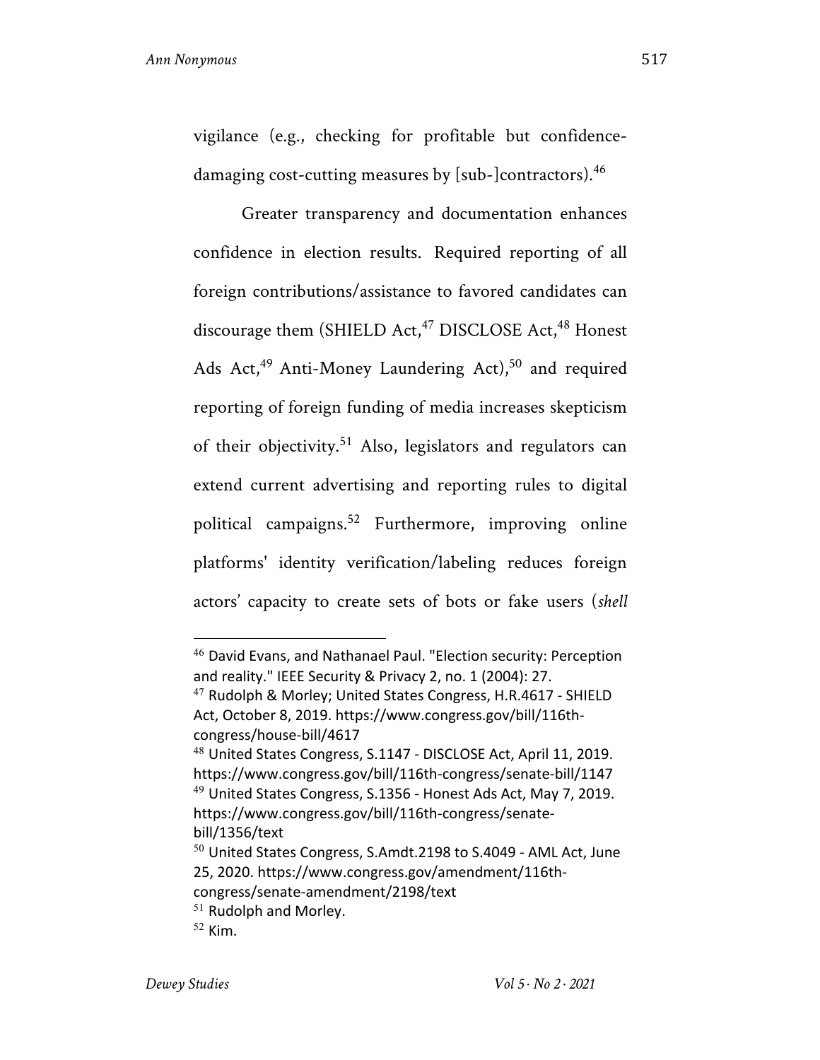vigilance (e.g., checking for profitable but confidence-damaging cost-cutting measures by [sub-]contractors).[46]

Greater transparency and documentation enhances confidence in election results. Required reporting of all foreign contributions/assistance to favored candidates can discourage them (SHIELD Act,[47] DISCLOSE Act,[48] Honest Ads Act,[49] Anti-Money Laundering Act),[50] and required reporting of foreign funding of media increases skepticism of their objectivity.[51] Also, legislators and regulators can extend current advertising and reporting rules to digital political campaigns.[52] Furthermore, improving online platforms' identity verification/labeling reduces foreign actors' capacity to create sets of bots or fake users (*shell*

---

[46] David Evans, and Nathanael Paul. "Election security: Perception and reality." IEEE Security & Privacy 2, no. 1 (2004): 27.

[47] Rudolph & Morley; United States Congress, H.R.4617 - SHIELD Act, October 8, 2019. https://www.congress.gov/bill/116th-congress/house-bill/4617

[48] United States Congress, S.1147 - DISCLOSE Act, April 11, 2019. https://www.congress.gov/bill/116th-congress/senate-bill/1147

[49] United States Congress, S.1356 - Honest Ads Act, May 7, 2019. https://www.congress.gov/bill/116th-congress/senate-bill/1356/text

[50] United States Congress, S.Amdt.2198 to S.4049 - AML Act, June 25, 2020. https://www.congress.gov/amendment/116th-congress/senate-amendment/2198/text

[51] Rudolph and Morley.

[52] Kim.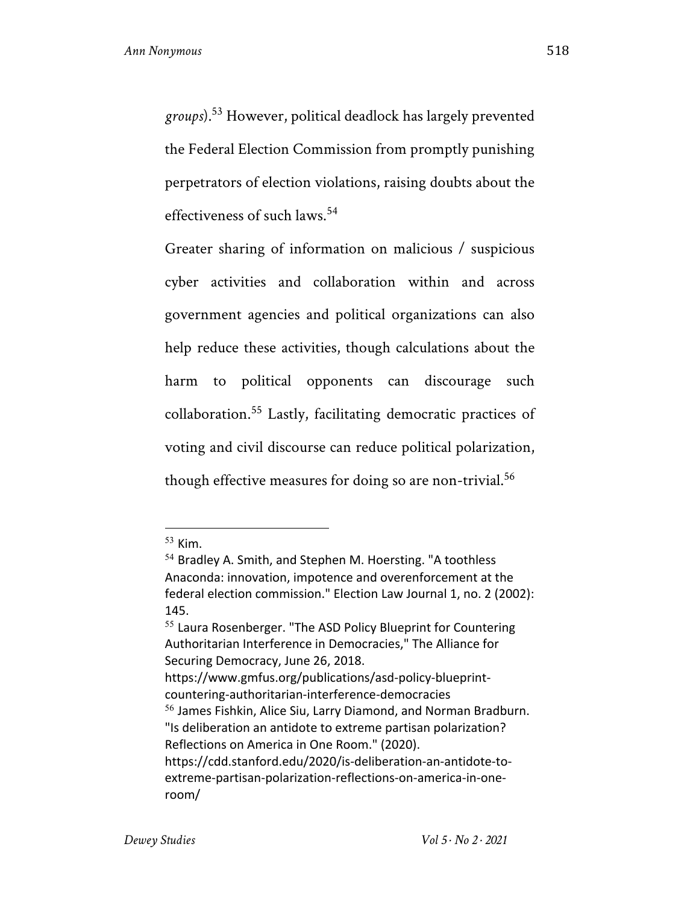*groups*).[53] However, political deadlock has largely prevented the Federal Election Commission from promptly punishing perpetrators of election violations, raising doubts about the effectiveness of such laws.[54]

Greater sharing of information on malicious / suspicious cyber activities and collaboration within and across government agencies and political organizations can also help reduce these activities, though calculations about the harm to political opponents can discourage such collaboration.[55] Lastly, facilitating democratic practices of voting and civil discourse can reduce political polarization, though effective measures for doing so are non-trivial.[56]

---

[53] Kim.

[54] Bradley A. Smith, and Stephen M. Hoersting. "A toothless Anaconda: innovation, impotence and overenforcement at the federal election commission." Election Law Journal 1, no. 2 (2002): 145.

[55] Laura Rosenberger. "The ASD Policy Blueprint for Countering Authoritarian Interference in Democracies," The Alliance for Securing Democracy, June 26, 2018. https://www.gmfus.org/publications/asd-policy-blueprint-countering-authoritarian-interference-democracies

[56] James Fishkin, Alice Siu, Larry Diamond, and Norman Bradburn. "Is deliberation an antidote to extreme partisan polarization? Reflections on America in One Room." (2020). https://cdd.stanford.edu/2020/is-deliberation-an-antidote-to-extreme-partisan-polarization-reflections-on-america-in-one-room/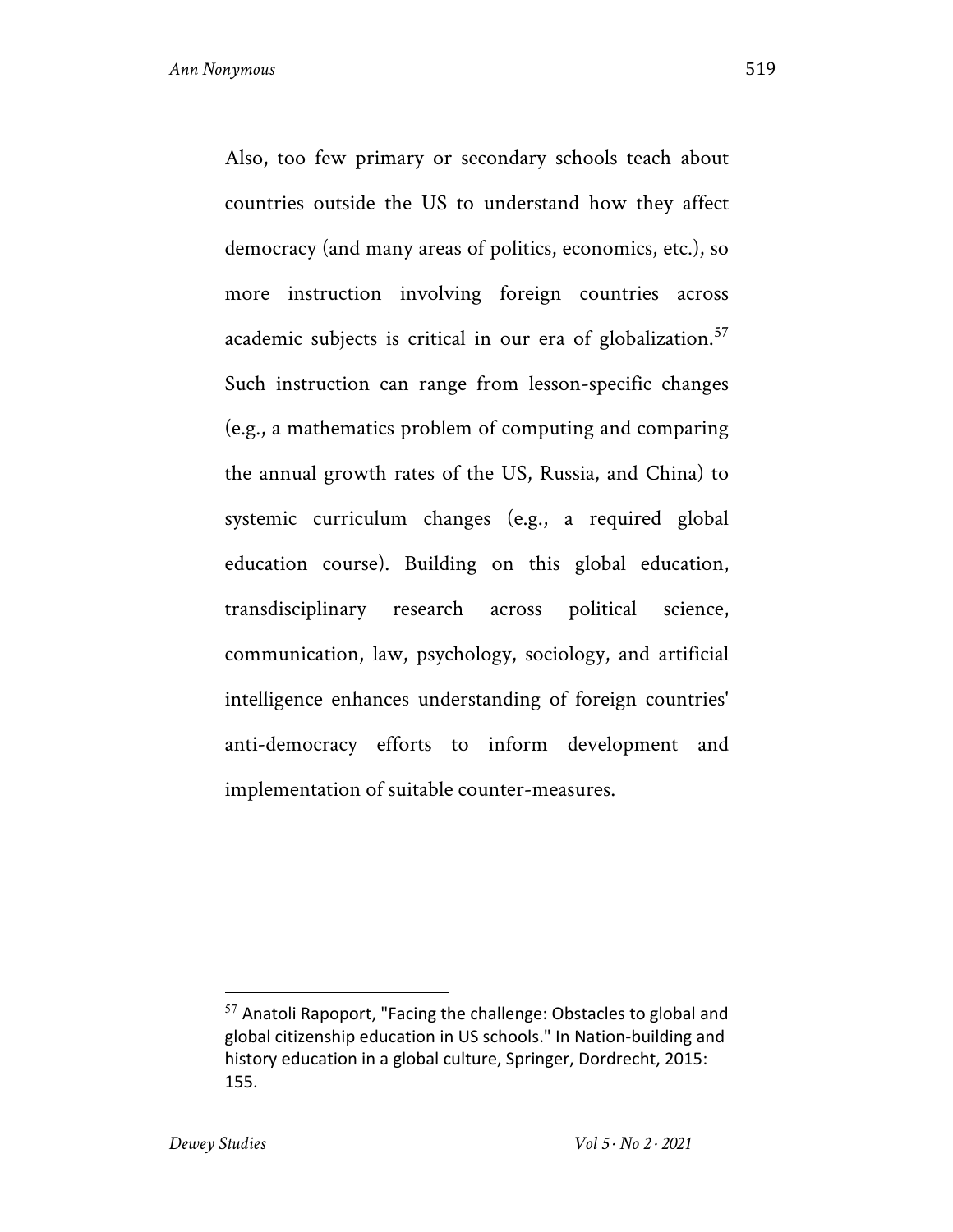Also, too few primary or secondary schools teach about countries outside the US to understand how they affect democracy (and many areas of politics, economics, etc.), so more instruction involving foreign countries across academic subjects is critical in our era of globalization.[57] Such instruction can range from lesson-specific changes (e.g., a mathematics problem of computing and comparing the annual growth rates of the US, Russia, and China) to systemic curriculum changes (e.g., a required global education course). Building on this global education, transdisciplinary research across political science, communication, law, psychology, sociology, and artificial intelligence enhances understanding of foreign countries' anti-democracy efforts to inform development and implementation of suitable counter-measures.

---

[57] Anatoli Rapoport, "Facing the challenge: Obstacles to global and global citizenship education in US schools." In Nation-building and history education in a global culture, Springer, Dordrecht, 2015: 155.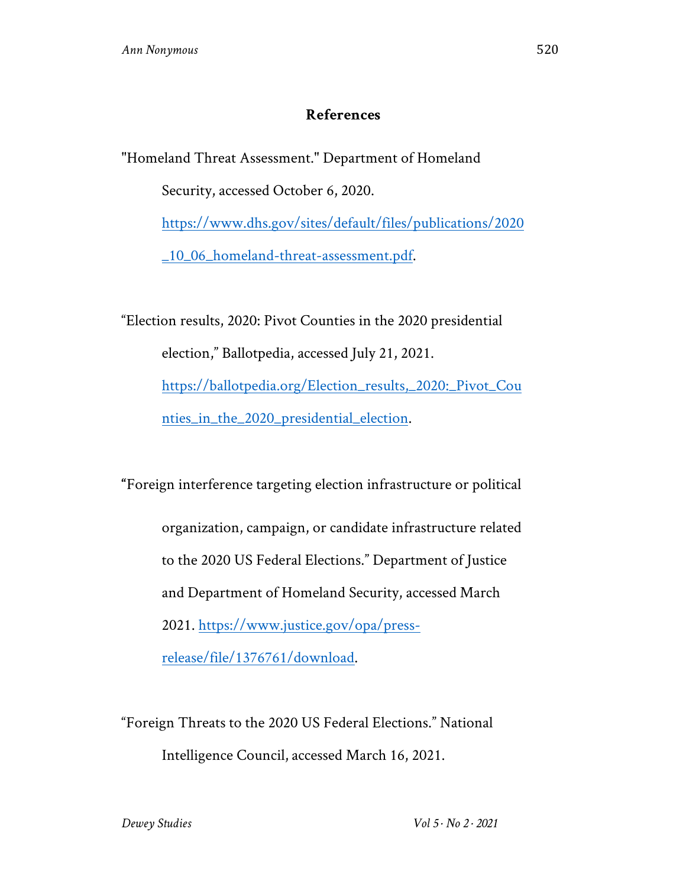## References

"Homeland Threat Assessment." Department of Homeland Security, accessed October 6, 2020. https://www.dhs.gov/sites/default/files/publications/2020_10_06_homeland-threat-assessment.pdf.

“Election results, 2020: Pivot Counties in the 2020 presidential election,” Ballotpedia, accessed July 21, 2021. https://ballotpedia.org/Election_results,_2020:_Pivot_Counties_in_the_2020_presidential_election.

“Foreign interference targeting election infrastructure or political organization, campaign, or candidate infrastructure related to the 2020 US Federal Elections.” Department of Justice and Department of Homeland Security, accessed March 2021. https://www.justice.gov/opa/press-release/file/1376761/download.

“Foreign Threats to the 2020 US Federal Elections.” National Intelligence Council, accessed March 16, 2021.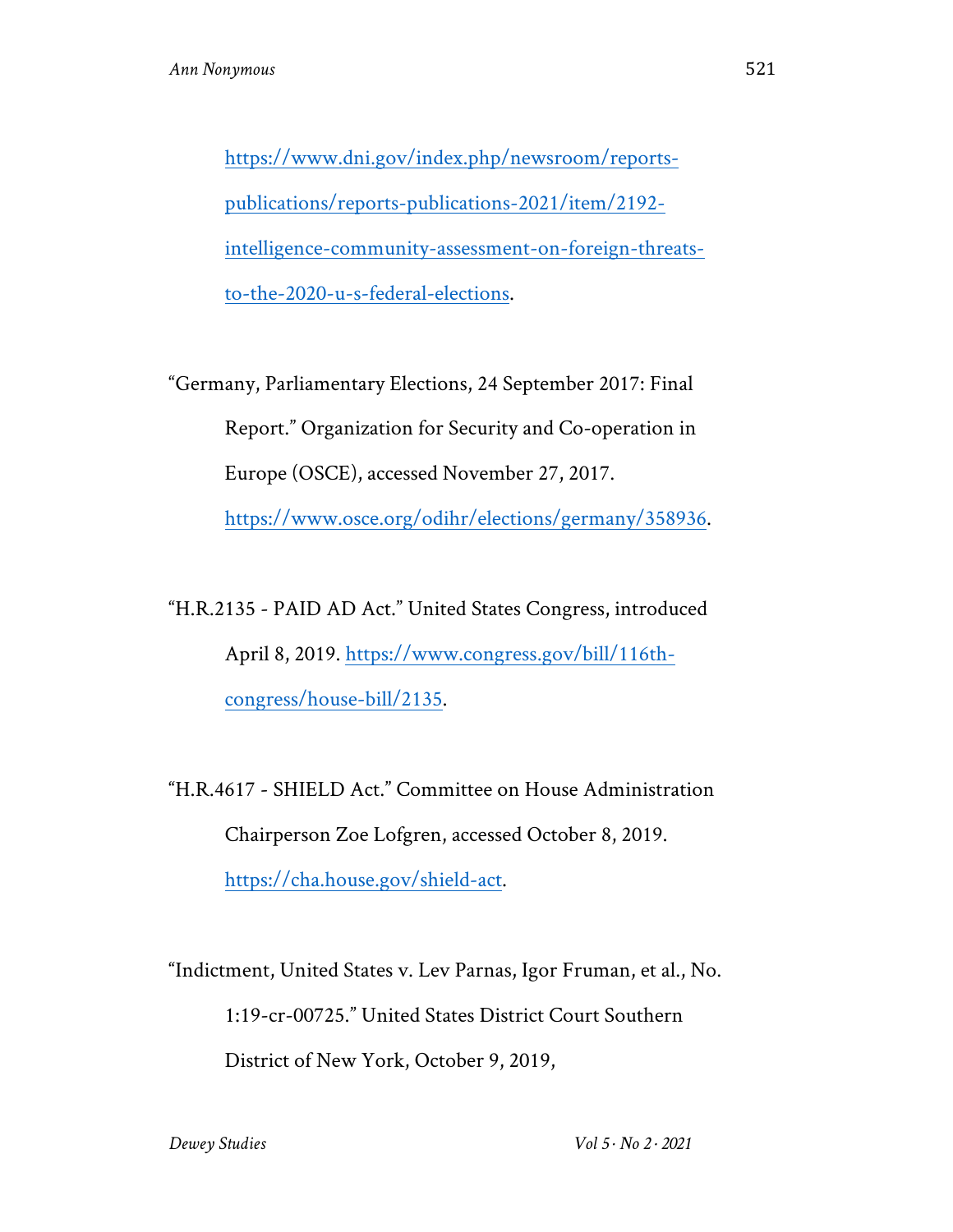https://www.dni.gov/index.php/newsroom/reports-publications/reports-publications-2021/item/2192-intelligence-community-assessment-on-foreign-threats-to-the-2020-u-s-federal-elections.

"Germany, Parliamentary Elections, 24 September 2017: Final Report." Organization for Security and Co-operation in Europe (OSCE), accessed November 27, 2017. https://www.osce.org/odihr/elections/germany/358936.

"H.R.2135 - PAID AD Act." United States Congress, introduced April 8, 2019. https://www.congress.gov/bill/116th-congress/house-bill/2135.

"H.R.4617 - SHIELD Act." Committee on House Administration Chairperson Zoe Lofgren, accessed October 8, 2019. https://cha.house.gov/shield-act.

"Indictment, United States v. Lev Parnas, Igor Fruman, et al., No. 1:19-cr-00725." United States District Court Southern District of New York, October 9, 2019,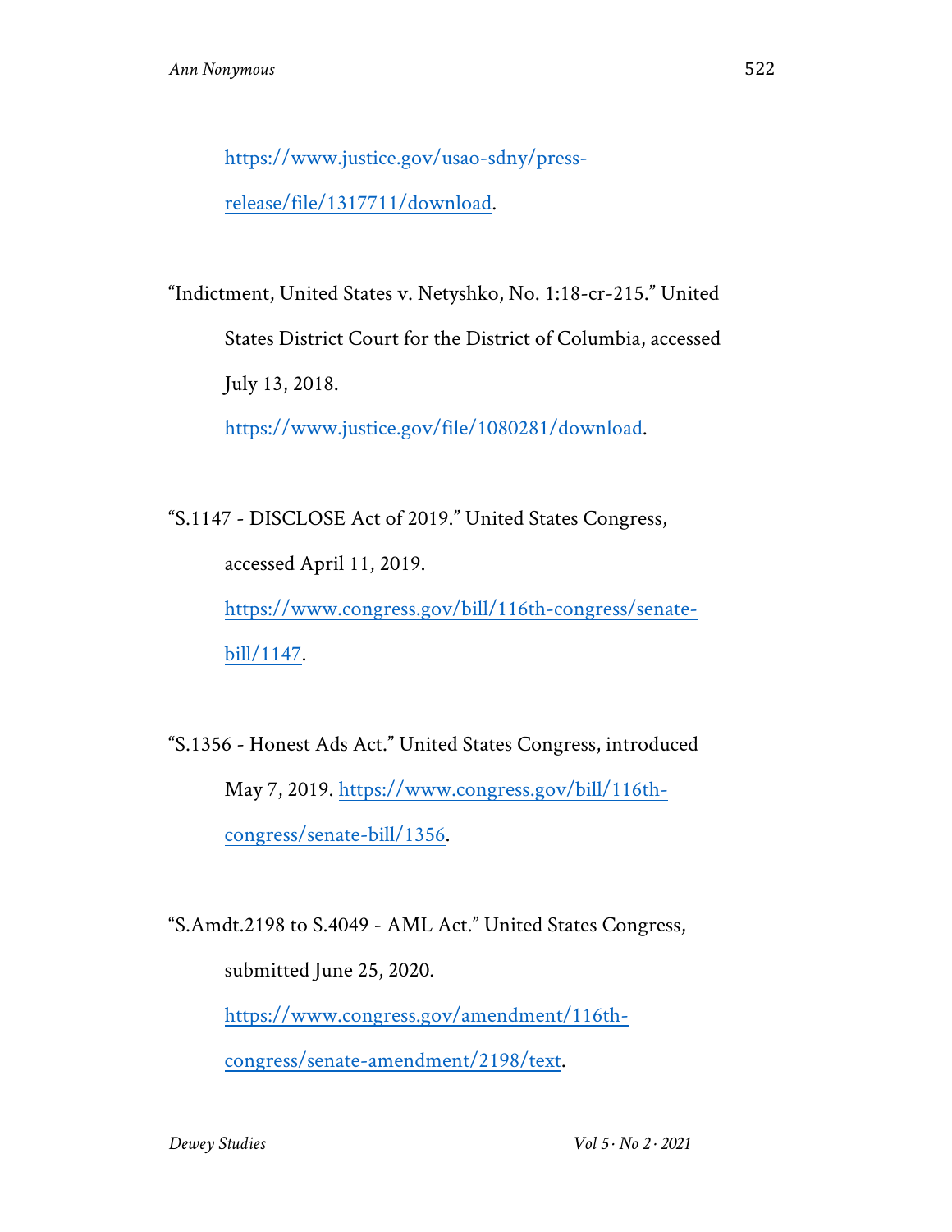https://www.justice.gov/usao-sdny/press-release/file/1317711/download.

"Indictment, United States v. Netyshko, No. 1:18-cr-215." United States District Court for the District of Columbia, accessed July 13, 2018. https://www.justice.gov/file/1080281/download.

"S.1147 - DISCLOSE Act of 2019." United States Congress, accessed April 11, 2019. https://www.congress.gov/bill/116th-congress/senate-bill/1147.

"S.1356 - Honest Ads Act." United States Congress, introduced May 7, 2019. https://www.congress.gov/bill/116th-congress/senate-bill/1356.

"S.Amdt.2198 to S.4049 - AML Act." United States Congress, submitted June 25, 2020. https://www.congress.gov/amendment/116th-congress/senate-amendment/2198/text.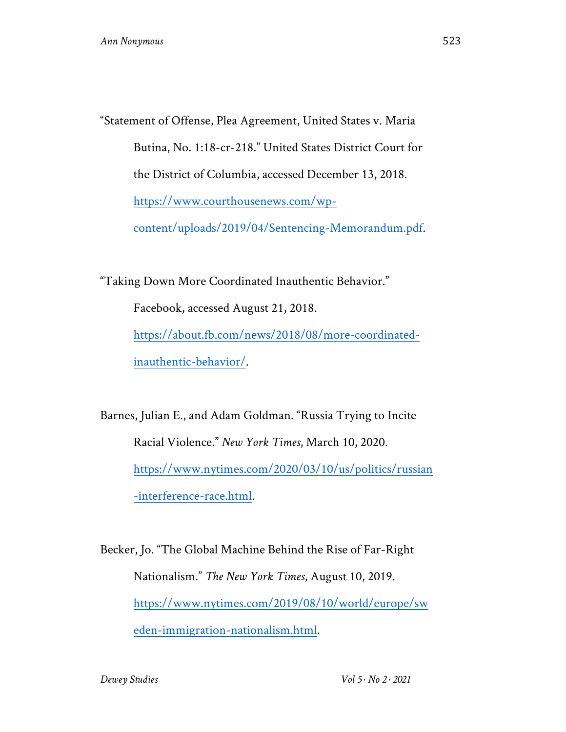"Statement of Offense, Plea Agreement, United States v. Maria Butina, No. 1:18-cr-218." United States District Court for the District of Columbia, accessed December 13, 2018. https://www.courthousenews.com/wp-content/uploads/2019/04/Sentencing-Memorandum.pdf.

"Taking Down More Coordinated Inauthentic Behavior." Facebook, accessed August 21, 2018. https://about.fb.com/news/2018/08/more-coordinated-inauthentic-behavior/.

Barnes, Julian E., and Adam Goldman. "Russia Trying to Incite Racial Violence." *New York Times*, March 10, 2020. https://www.nytimes.com/2020/03/10/us/politics/russian-interference-race.html.

Becker, Jo. "The Global Machine Behind the Rise of Far-Right Nationalism." *The New York Times*, August 10, 2019. https://www.nytimes.com/2019/08/10/world/europe/sweden-immigration-nationalism.html.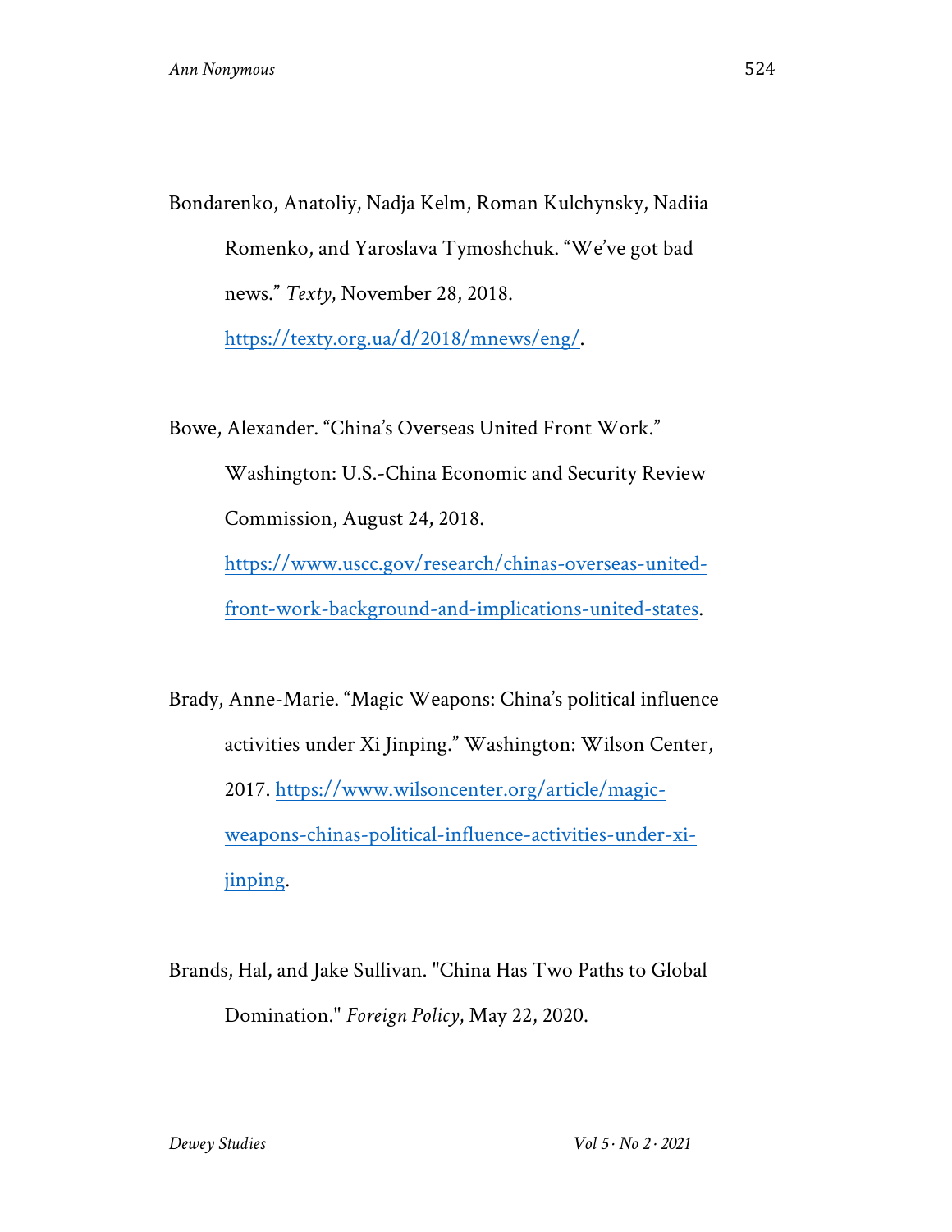Bondarenko, Anatoliy, Nadja Kelm, Roman Kulchynsky, Nadiia Romenko, and Yaroslava Tymoshchuk. "We've got bad news." *Texty*, November 28, 2018. https://texty.org.ua/d/2018/mnews/eng/.

Bowe, Alexander. "China's Overseas United Front Work." Washington: U.S.-China Economic and Security Review Commission, August 24, 2018. https://www.uscc.gov/research/chinas-overseas-united-front-work-background-and-implications-united-states.

Brady, Anne-Marie. "Magic Weapons: China's political influence activities under Xi Jinping." Washington: Wilson Center, 2017. https://www.wilsoncenter.org/article/magic-weapons-chinas-political-influence-activities-under-xi-jinping.

Brands, Hal, and Jake Sullivan. "China Has Two Paths to Global Domination." *Foreign Policy*, May 22, 2020.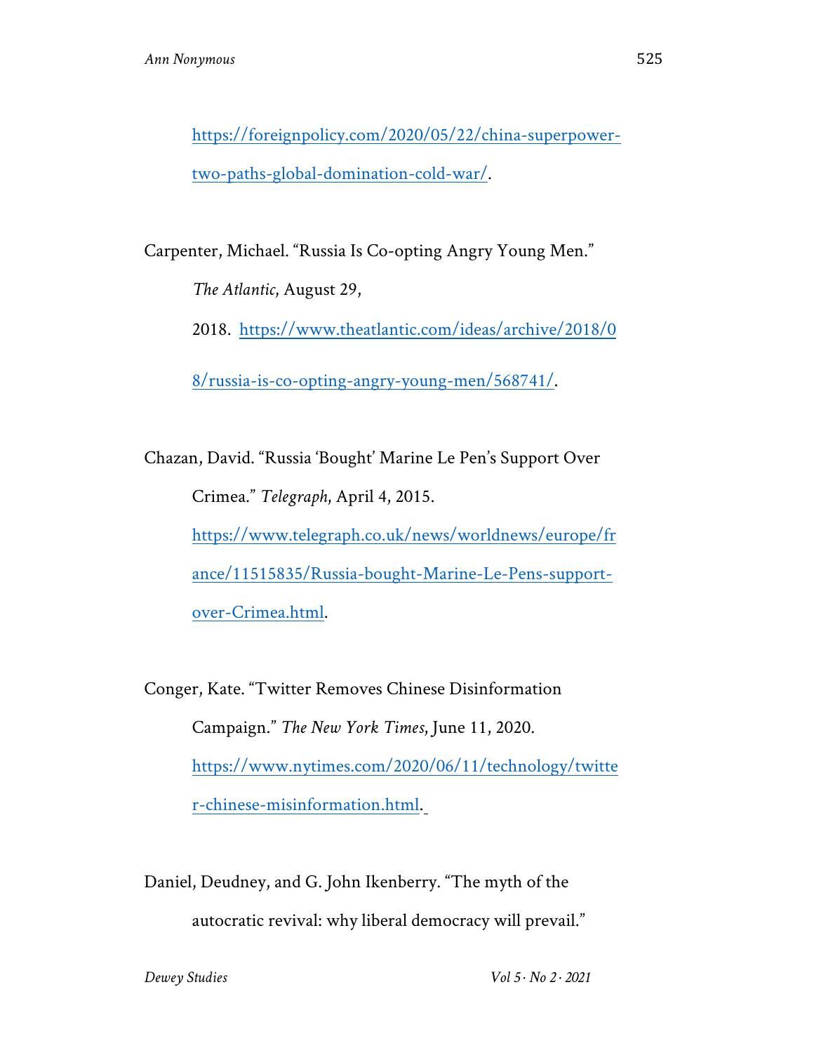https://foreignpolicy.com/2020/05/22/china-superpower-two-paths-global-domination-cold-war/.

Carpenter, Michael. "Russia Is Co-opting Angry Young Men." *The Atlantic*, August 29, 2018. https://www.theatlantic.com/ideas/archive/2018/08/russia-is-co-opting-angry-young-men/568741/.

Chazan, David. "Russia 'Bought' Marine Le Pen's Support Over Crimea." *Telegraph*, April 4, 2015. https://www.telegraph.co.uk/news/worldnews/europe/france/11515835/Russia-bought-Marine-Le-Pens-support-over-Crimea.html.

Conger, Kate. "Twitter Removes Chinese Disinformation Campaign." *The New York Times*, June 11, 2020. https://www.nytimes.com/2020/06/11/technology/twitter-chinese-misinformation.html.

Daniel, Deudney, and G. John Ikenberry. "The myth of the autocratic revival: why liberal democracy will prevail."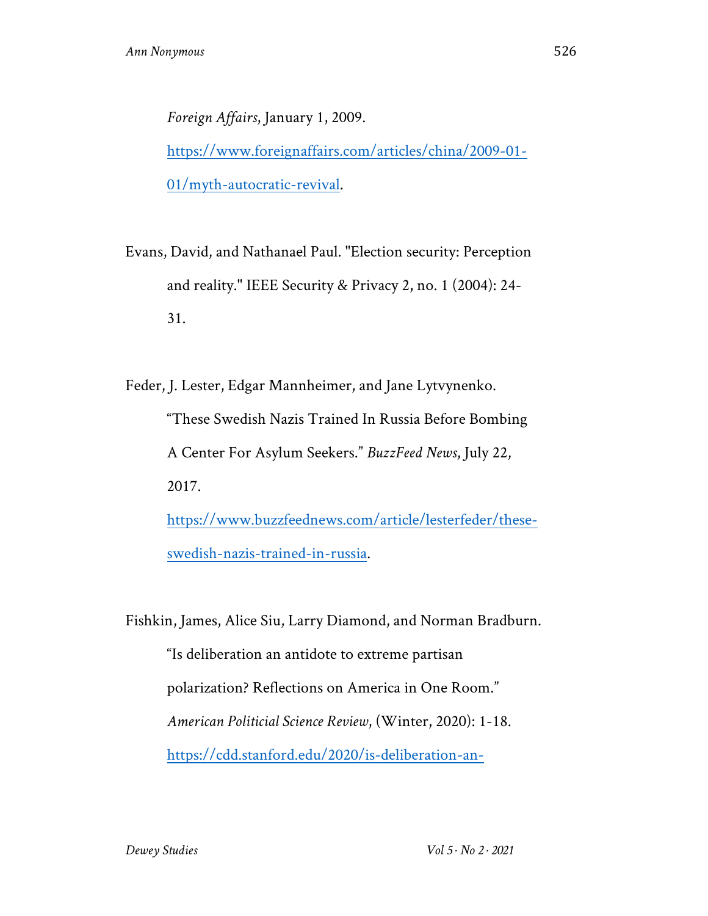*Foreign Affairs*, January 1, 2009. [https://www.foreignaffairs.com/articles/china/2009-01-01/myth-autocratic-revival](https://www.foreignaffairs.com/articles/china/2009-01-01/myth-autocratic-revival).

Evans, David, and Nathanael Paul. "Election security: Perception and reality." IEEE Security & Privacy 2, no. 1 (2004): 24-31.

Feder, J. Lester, Edgar Mannheimer, and Jane Lytvynenko. "These Swedish Nazis Trained In Russia Before Bombing A Center For Asylum Seekers." *BuzzFeed News*, July 22, 2017. [https://www.buzzfeednews.com/article/lesterfeder/these-swedish-nazis-trained-in-russia](https://www.buzzfeednews.com/article/lesterfeder/these-swedish-nazis-trained-in-russia).

Fishkin, James, Alice Siu, Larry Diamond, and Norman Bradburn. "Is deliberation an antidote to extreme partisan polarization? Reflections on America in One Room." *American Politicial Science Review*, (Winter, 2020): 1-18. https://cdd.stanford.edu/2020/is-deliberation-an-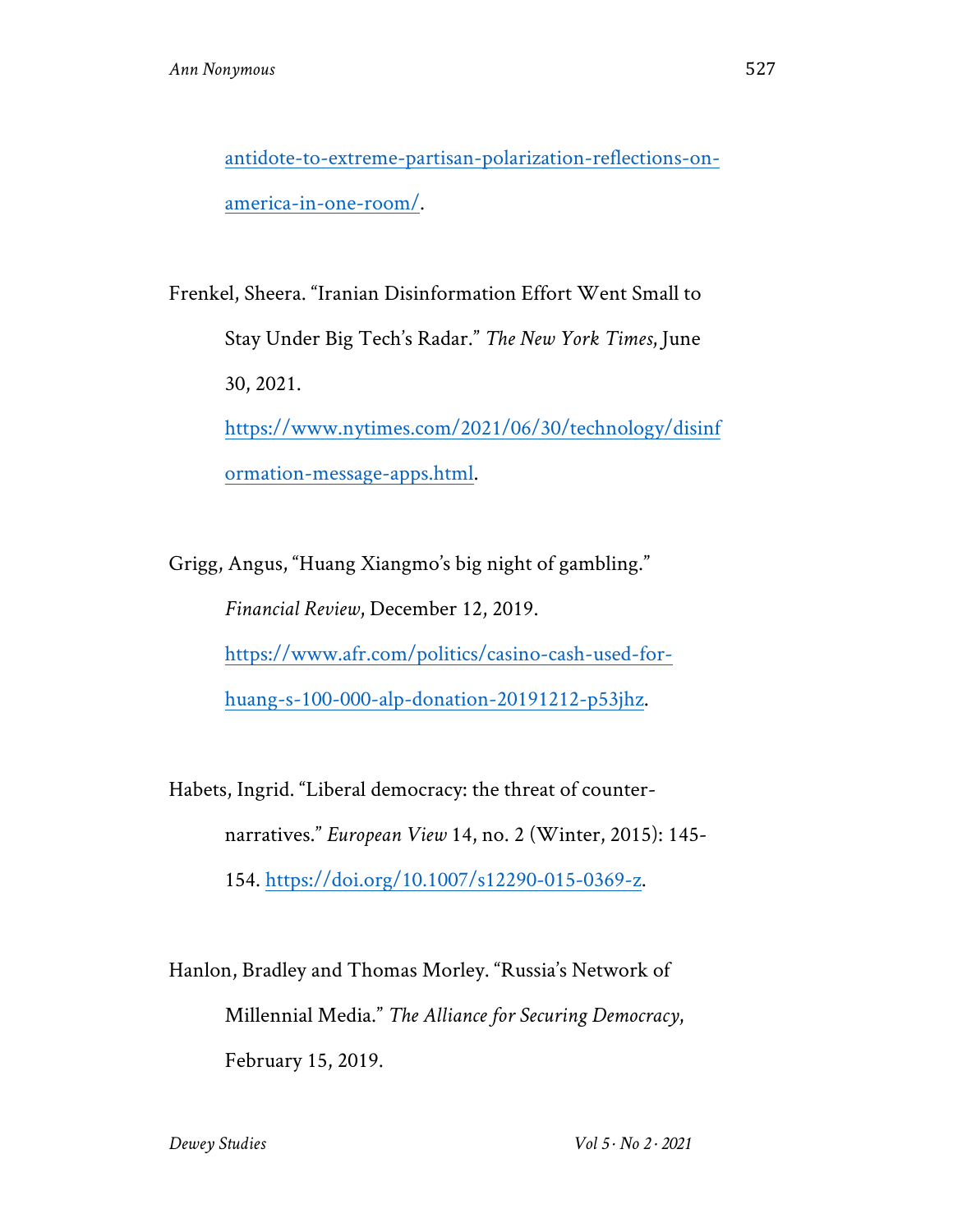antidote-to-extreme-partisan-polarization-reflections-on-america-in-one-room/.

Frenkel, Sheera. "Iranian Disinformation Effort Went Small to Stay Under Big Tech's Radar." *The New York Times*, June 30, 2021. https://www.nytimes.com/2021/06/30/technology/disinformation-message-apps.html.

Grigg, Angus, "Huang Xiangmo's big night of gambling." *Financial Review*, December 12, 2019. https://www.afr.com/politics/casino-cash-used-for-huang-s-100-000-alp-donation-20191212-p53jhz.

Habets, Ingrid. "Liberal democracy: the threat of counter-narratives." *European View* 14, no. 2 (Winter, 2015): 145-154. https://doi.org/10.1007/s12290-015-0369-z.

Hanlon, Bradley and Thomas Morley. "Russia's Network of Millennial Media." *The Alliance for Securing Democracy*, February 15, 2019.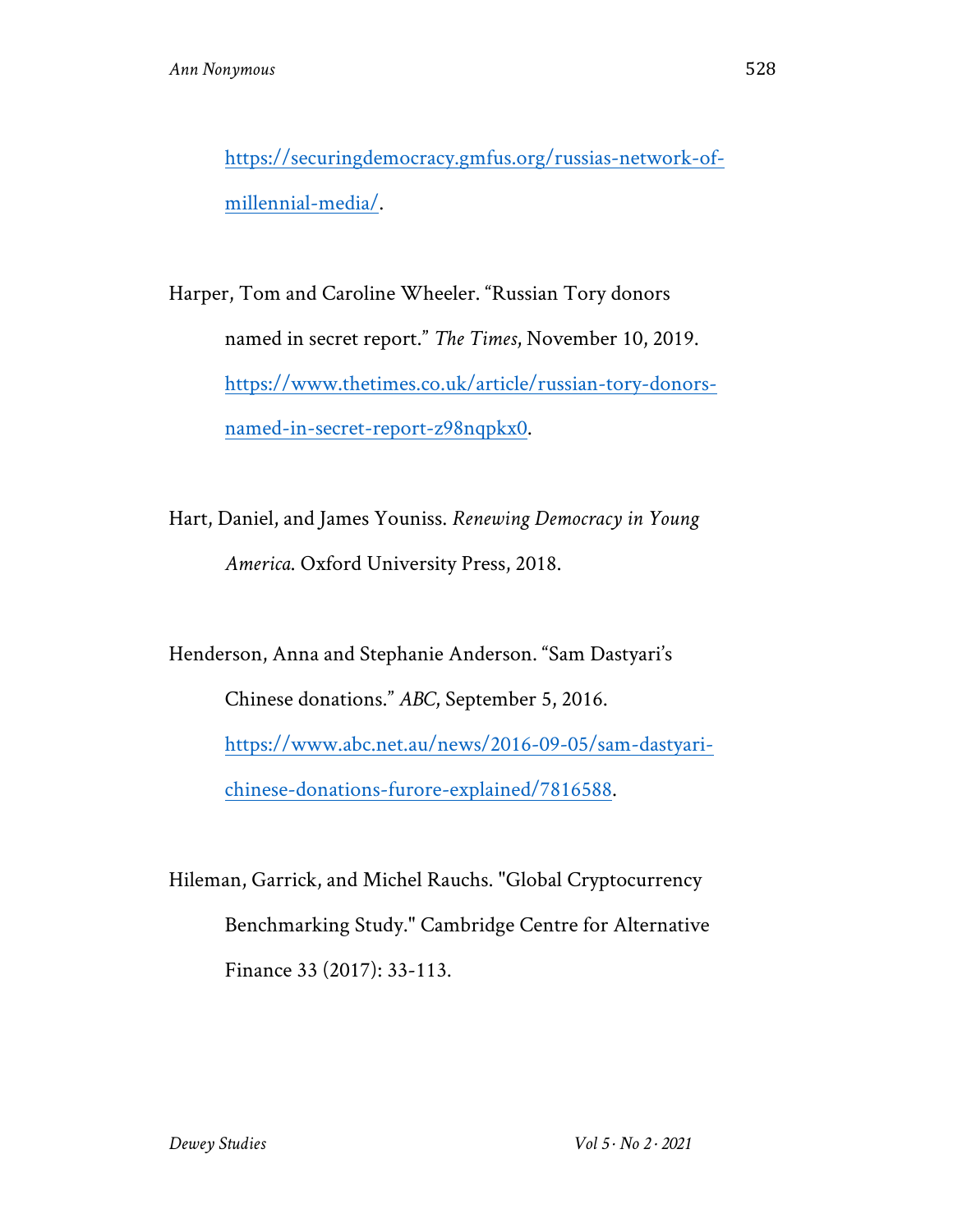https://securingdemocracy.gmfus.org/russias-network-of-millennial-media/.

Harper, Tom and Caroline Wheeler. "Russian Tory donors named in secret report." *The Times*, November 10, 2019. https://www.thetimes.co.uk/article/russian-tory-donors-named-in-secret-report-z98nqpkx0.

Hart, Daniel, and James Youniss. *Renewing Democracy in Young America.* Oxford University Press, 2018.

Henderson, Anna and Stephanie Anderson. "Sam Dastyari's Chinese donations." *ABC*, September 5, 2016. https://www.abc.net.au/news/2016-09-05/sam-dastyari-chinese-donations-furore-explained/7816588.

Hileman, Garrick, and Michel Rauchs. "Global Cryptocurrency Benchmarking Study." Cambridge Centre for Alternative Finance 33 (2017): 33-113.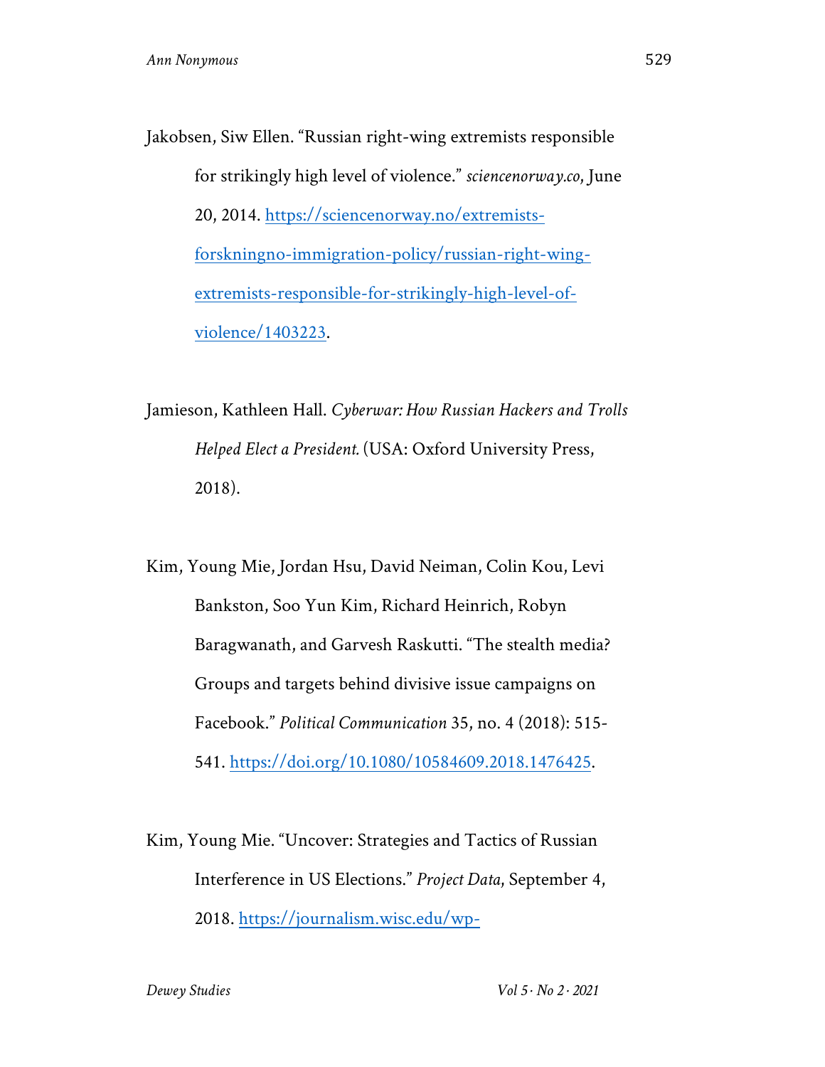Jakobsen, Siw Ellen. "Russian right-wing extremists responsible for strikingly high level of violence." *sciencenorway.co*, June 20, 2014. https://sciencenorway.no/extremists-forskningno-immigration-policy/russian-right-wing-extremists-responsible-for-strikingly-high-level-of-violence/1403223.

Jamieson, Kathleen Hall. *Cyberwar: How Russian Hackers and Trolls Helped Elect a President.* (USA: Oxford University Press, 2018).

Kim, Young Mie, Jordan Hsu, David Neiman, Colin Kou, Levi Bankston, Soo Yun Kim, Richard Heinrich, Robyn Baragwanath, and Garvesh Raskutti. "The stealth media? Groups and targets behind divisive issue campaigns on Facebook." *Political Communication* 35, no. 4 (2018): 515-541. https://doi.org/10.1080/10584609.2018.1476425.

Kim, Young Mie. "Uncover: Strategies and Tactics of Russian Interference in US Elections." *Project Data*, September 4, 2018. https://journalism.wisc.edu/wp-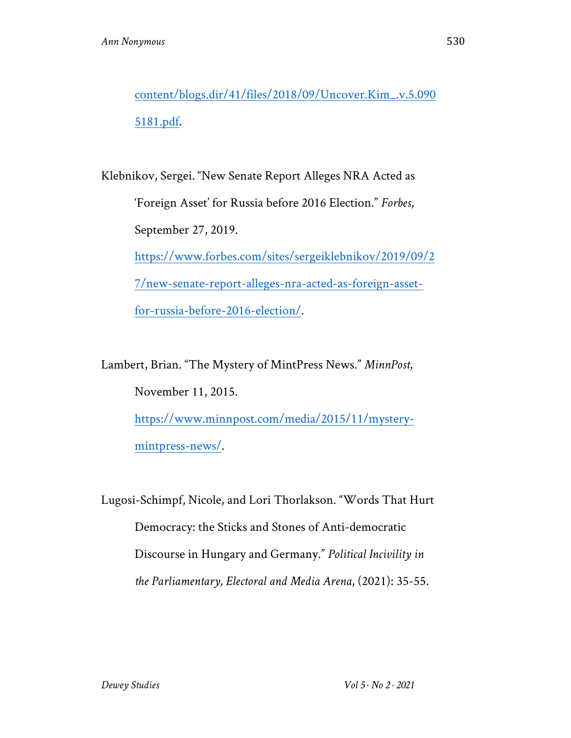content/blogs.dir/41/files/2018/09/Uncover.Kim_.v.5.0905181.pdf.

Klebnikov, Sergei. "New Senate Report Alleges NRA Acted as 'Foreign Asset' for Russia before 2016 Election." *Forbes*, September 27, 2019. https://www.forbes.com/sites/sergeiklebnikov/2019/09/27/new-senate-report-alleges-nra-acted-as-foreign-asset-for-russia-before-2016-election/.

Lambert, Brian. "The Mystery of MintPress News." *MinnPost*, November 11, 2015. https://www.minnpost.com/media/2015/11/mystery-mintpress-news/.

Lugosi-Schimpf, Nicole, and Lori Thorlakson. "Words That Hurt Democracy: the Sticks and Stones of Anti-democratic Discourse in Hungary and Germany." *Political Incivility in the Parliamentary, Electoral and Media Arena*, (2021): 35-55.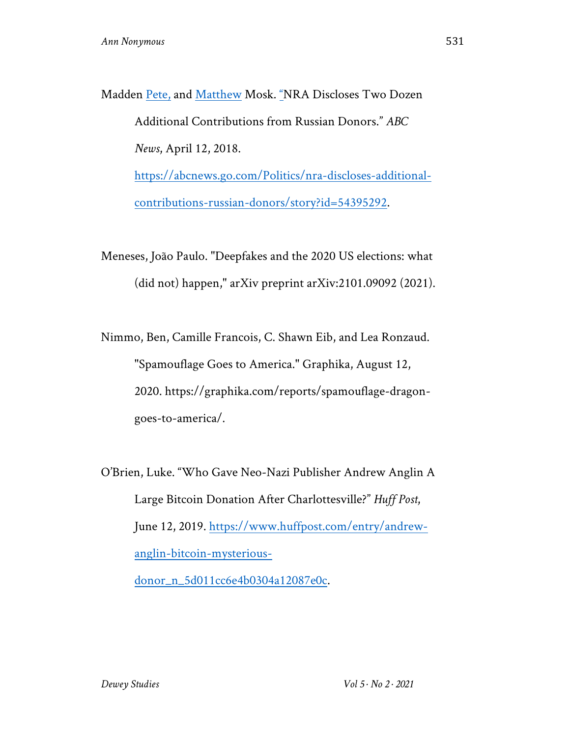Madden Pete, and Matthew Mosk. "NRA Discloses Two Dozen Additional Contributions from Russian Donors." *ABC News*, April 12, 2018. https://abcnews.go.com/Politics/nra-discloses-additional-contributions-russian-donors/story?id=54395292.

Meneses, João Paulo. "Deepfakes and the 2020 US elections: what (did not) happen," arXiv preprint arXiv:2101.09092 (2021).

Nimmo, Ben, Camille Francois, C. Shawn Eib, and Lea Ronzaud. "Spamouflage Goes to America." Graphika, August 12, 2020. https://graphika.com/reports/spamouflage-dragon-goes-to-america/.

O'Brien, Luke. "Who Gave Neo-Nazi Publisher Andrew Anglin A Large Bitcoin Donation After Charlottesville?" *Huff Post*, June 12, 2019. https://www.huffpost.com/entry/andrew-anglin-bitcoin-mysterious-donor_n_5d011cc6e4b0304a12087e0c.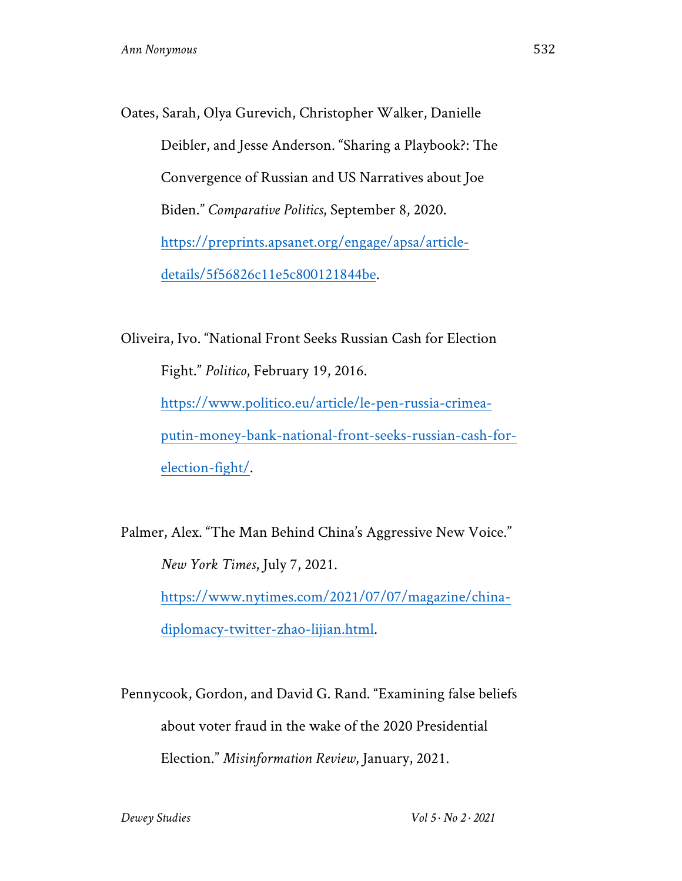Oates, Sarah, Olya Gurevich, Christopher Walker, Danielle Deibler, and Jesse Anderson. "Sharing a Playbook?: The Convergence of Russian and US Narratives about Joe Biden." *Comparative Politics*, September 8, 2020. https://preprints.apsanet.org/engage/apsa/article-details/5f56826c11e5c800121844be.

Oliveira, Ivo. "National Front Seeks Russian Cash for Election Fight." *Politico*, February 19, 2016. https://www.politico.eu/article/le-pen-russia-crimea-putin-money-bank-national-front-seeks-russian-cash-for-election-fight/.

Palmer, Alex. "The Man Behind China's Aggressive New Voice." *New York Times*, July 7, 2021. https://www.nytimes.com/2021/07/07/magazine/china-diplomacy-twitter-zhao-lijian.html.

Pennycook, Gordon, and David G. Rand. "Examining false beliefs about voter fraud in the wake of the 2020 Presidential Election." *Misinformation Review*, January, 2021.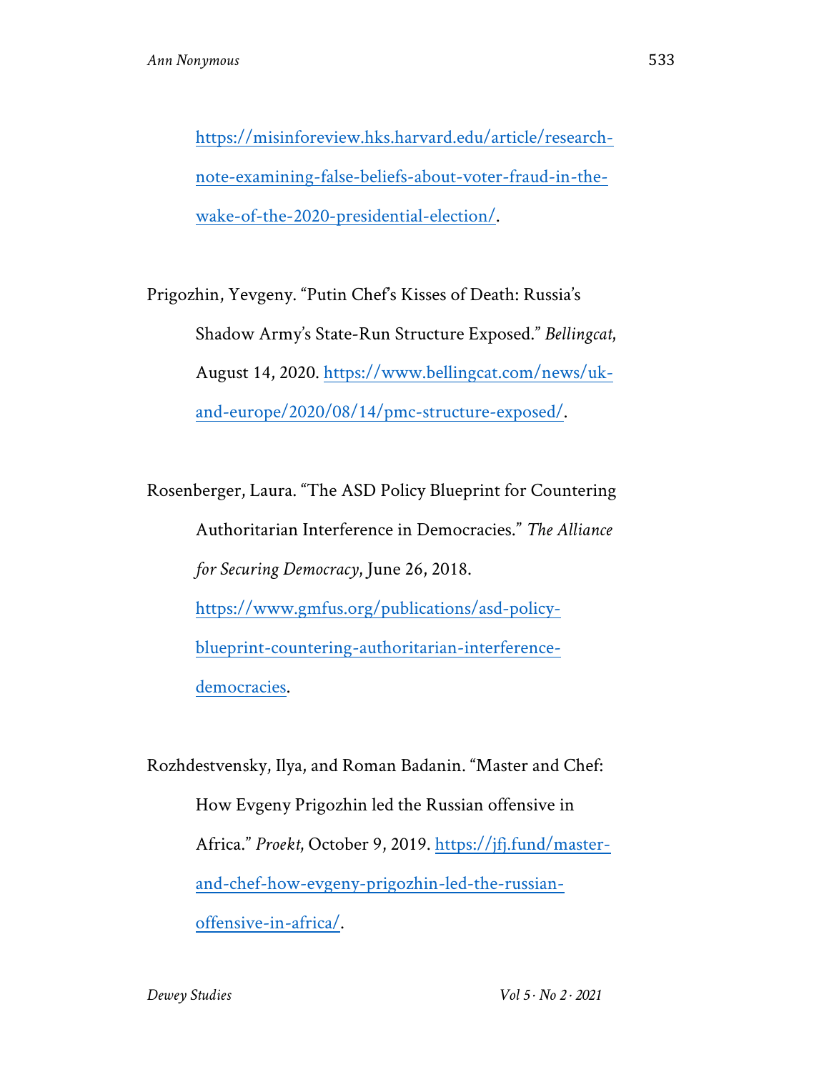https://misinforeview.hks.harvard.edu/article/research-note-examining-false-beliefs-about-voter-fraud-in-the-wake-of-the-2020-presidential-election/.

Prigozhin, Yevgeny. "Putin Chef's Kisses of Death: Russia's Shadow Army's State-Run Structure Exposed." *Bellingcat*, August 14, 2020. https://www.bellingcat.com/news/uk-and-europe/2020/08/14/pmc-structure-exposed/.

Rosenberger, Laura. "The ASD Policy Blueprint for Countering Authoritarian Interference in Democracies." *The Alliance for Securing Democracy*, June 26, 2018. https://www.gmfus.org/publications/asd-policy-blueprint-countering-authoritarian-interference-democracies.

Rozhdestvensky, Ilya, and Roman Badanin. "Master and Chef: How Evgeny Prigozhin led the Russian offensive in Africa." *Proekt*, October 9, 2019. https://jfj.fund/master-and-chef-how-evgeny-prigozhin-led-the-russian-offensive-in-africa/.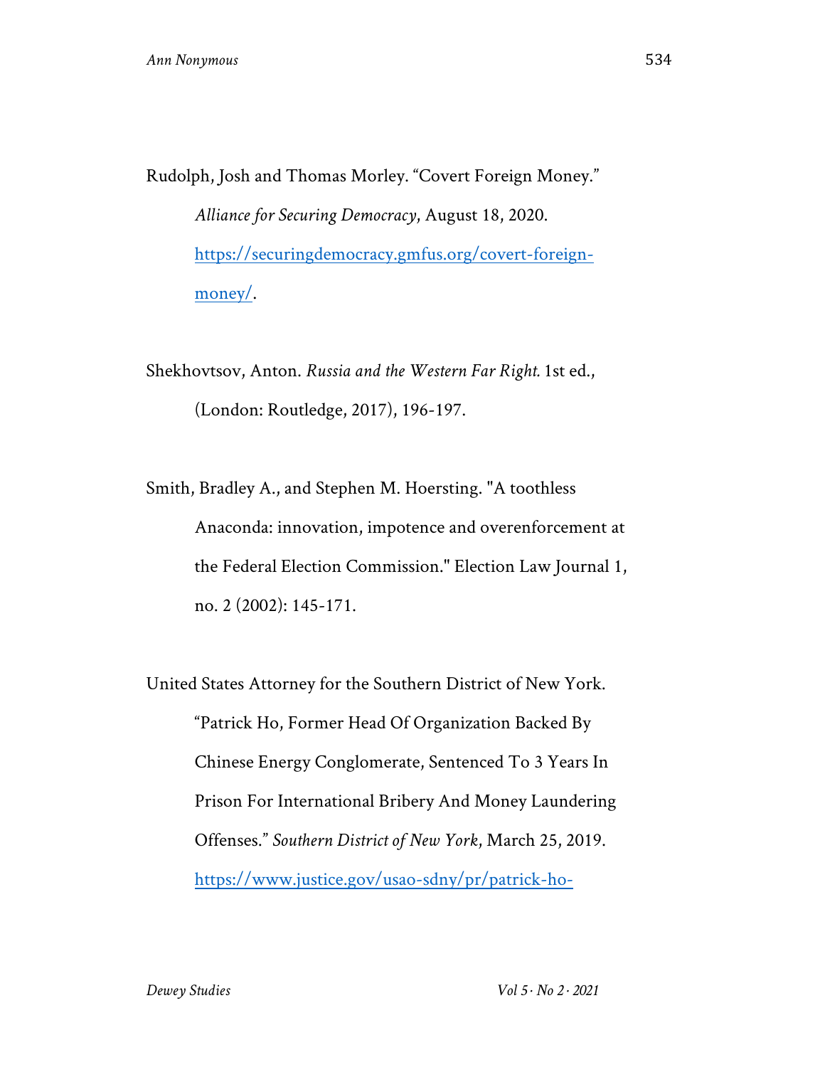Rudolph, Josh and Thomas Morley. "Covert Foreign Money." *Alliance for Securing Democracy*, August 18, 2020. https://securingdemocracy.gmfus.org/covert-foreign-money/.

Shekhovtsov, Anton. *Russia and the Western Far Right.* 1st ed., (London: Routledge, 2017), 196-197.

Smith, Bradley A., and Stephen M. Hoersting. "A toothless Anaconda: innovation, impotence and overenforcement at the Federal Election Commission." Election Law Journal 1, no. 2 (2002): 145-171.

United States Attorney for the Southern District of New York. "Patrick Ho, Former Head Of Organization Backed By Chinese Energy Conglomerate, Sentenced To 3 Years In Prison For International Bribery And Money Laundering Offenses." *Southern District of New York*, March 25, 2019. https://www.justice.gov/usao-sdny/pr/patrick-ho-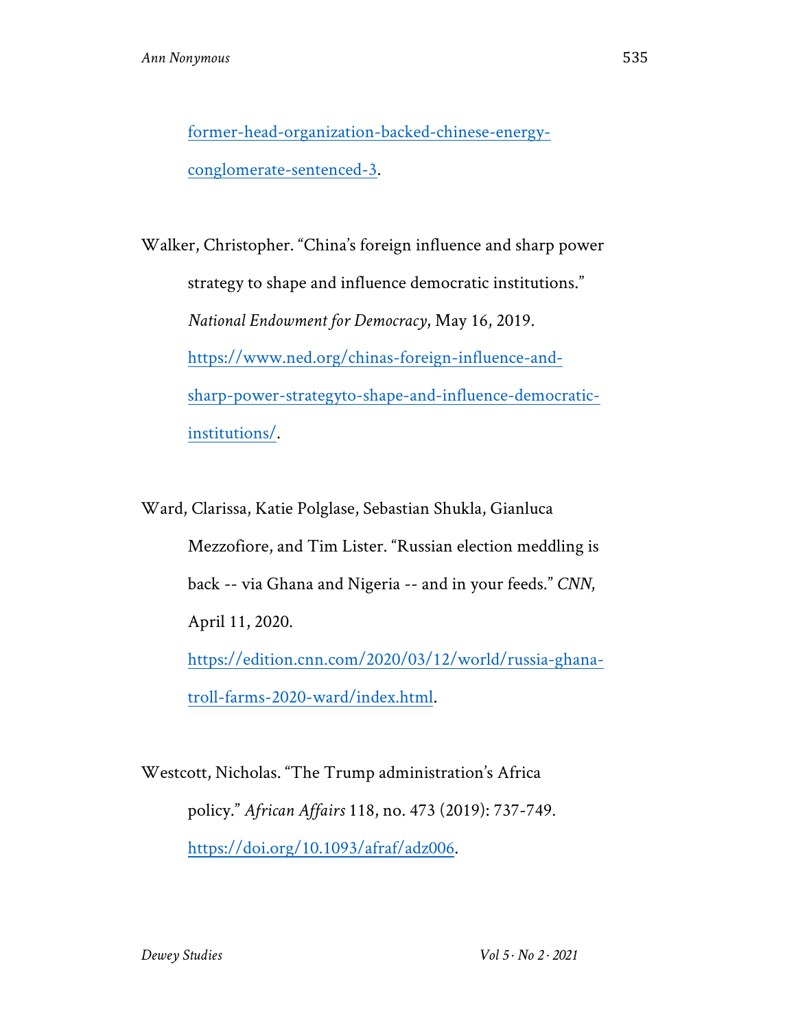former-head-organization-backed-chinese-energy-conglomerate-sentenced-3.

Walker, Christopher. "China's foreign influence and sharp power strategy to shape and influence democratic institutions." *National Endowment for Democracy*, May 16, 2019. https://www.ned.org/chinas-foreign-influence-and-sharp-power-strategyto-shape-and-influence-democratic-institutions/.

Ward, Clarissa, Katie Polglase, Sebastian Shukla, Gianluca Mezzofiore, and Tim Lister. "Russian election meddling is back -- via Ghana and Nigeria -- and in your feeds." *CNN*, April 11, 2020. https://edition.cnn.com/2020/03/12/world/russia-ghana-troll-farms-2020-ward/index.html.

Westcott, Nicholas. "The Trump administration's Africa policy." *African Affairs* 118, no. 473 (2019): 737-749. https://doi.org/10.1093/afraf/adz006.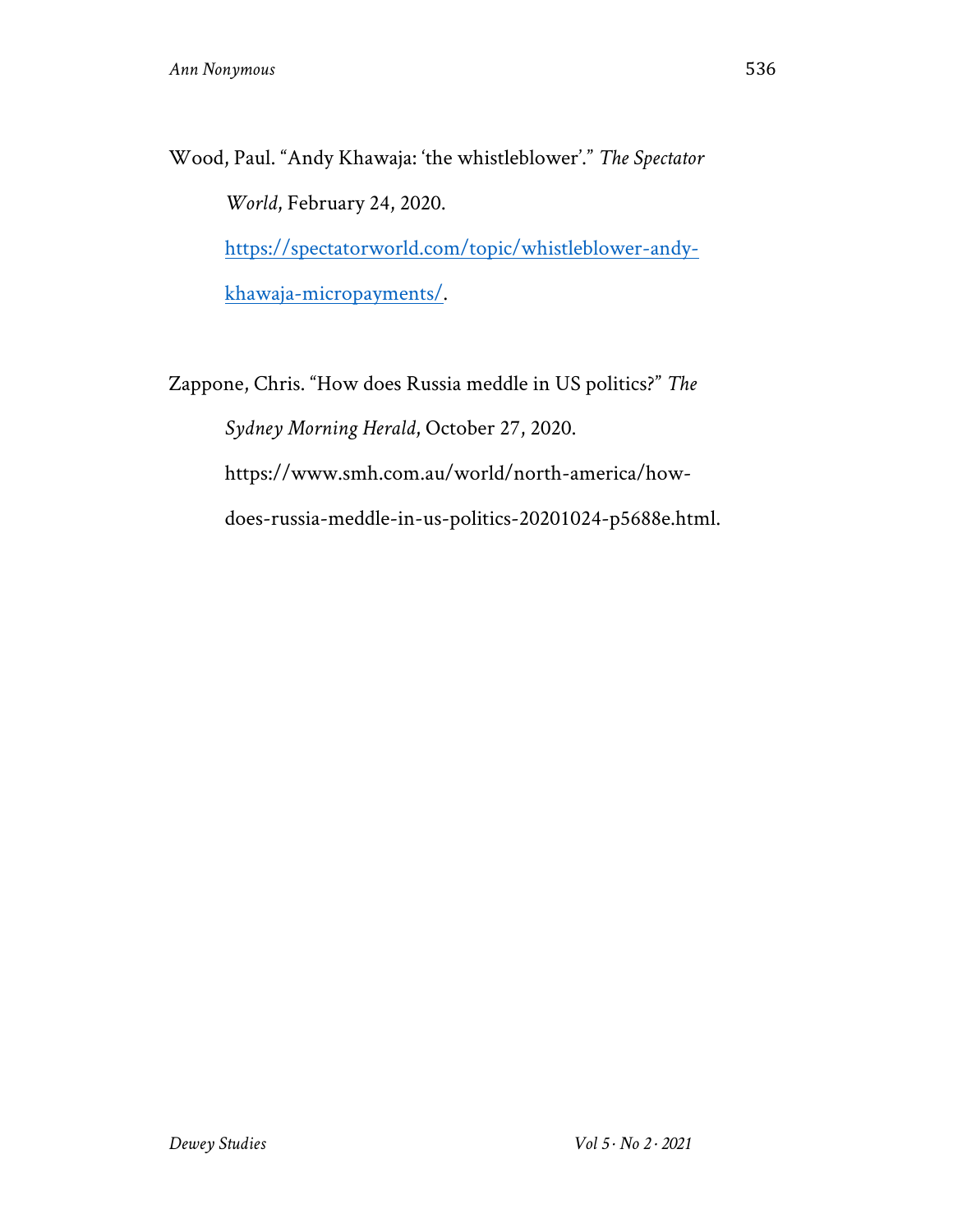Wood, Paul. "Andy Khawaja: 'the whistleblower'." *The Spectator World*, February 24, 2020. [https://spectatorworld.com/topic/whistleblower-andy-khawaja-micropayments/](https://spectatorworld.com/topic/whistleblower-andy-khawaja-micropayments/).

Zappone, Chris. "How does Russia meddle in US politics?" *The Sydney Morning Herald*, October 27, 2020. https://www.smh.com.au/world/north-america/how-does-russia-meddle-in-us-politics-20201024-p5688e.html.